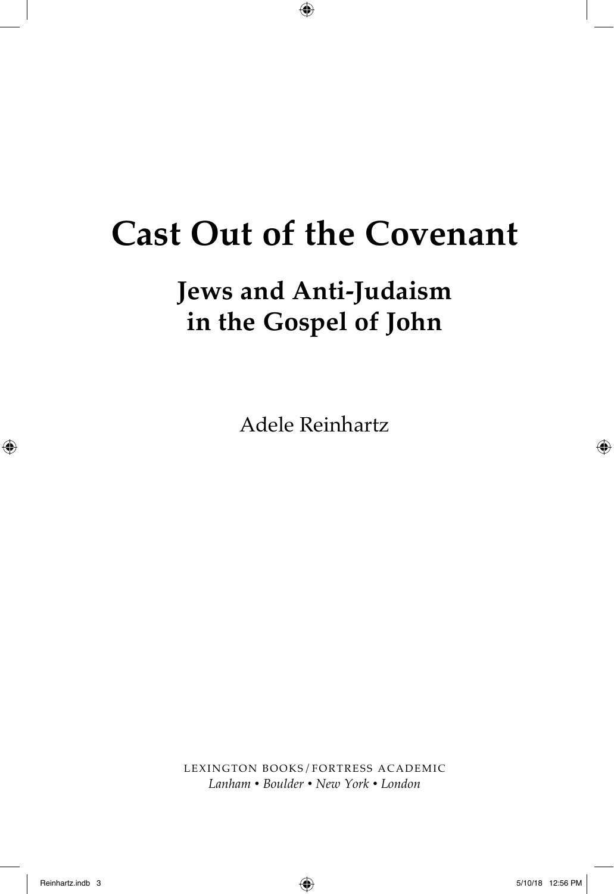# Cast Out of the Covenant

## Jews and Anti-Judaism in the Gospel of John

Adele Reinhartz

LEXINGTON BOOKS/FORTRESS ACADEMIC
*Lanham • Boulder • New York • London*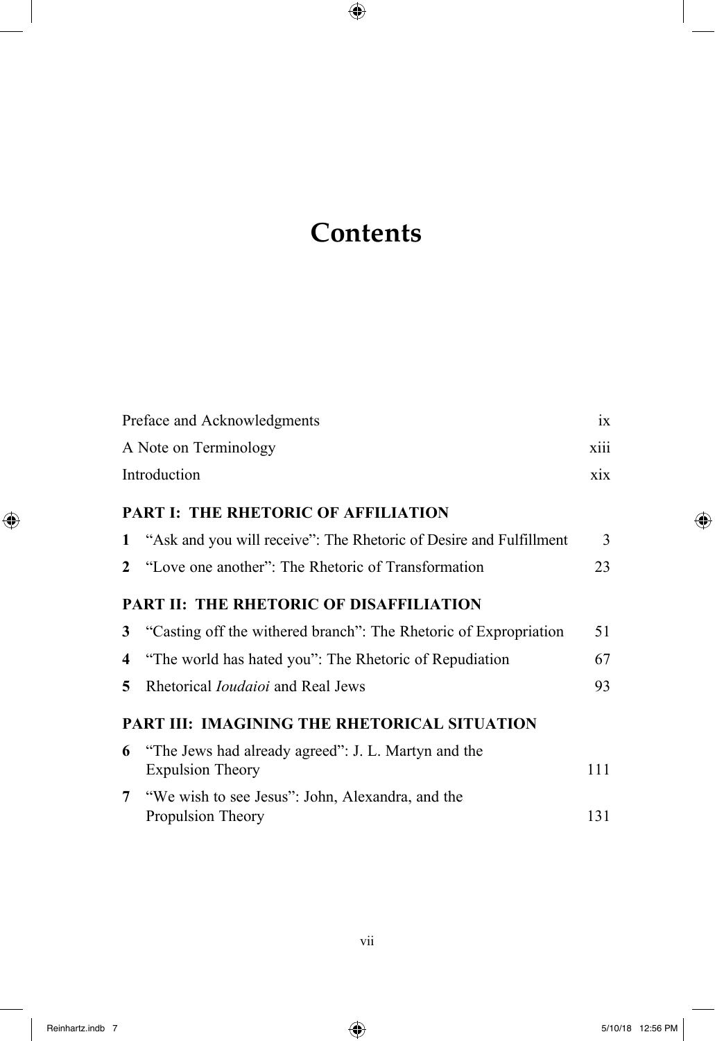# Contents

| | |
|---|---|
| Preface and Acknowledgments | ix |
| A Note on Terminology | xiii |
| Introduction | xix |

**PART I: THE RHETORIC OF AFFILIATION**

| | | |
|---|---|---|
| **1** | "Ask and you will receive": The Rhetoric of Desire and Fulfillment | 3 |
| **2** | "Love one another": The Rhetoric of Transformation | 23 |

**PART II: THE RHETORIC OF DISAFFILIATION**

| | | |
|---|---|---|
| **3** | "Casting off the withered branch": The Rhetoric of Expropriation | 51 |
| **4** | "The world has hated you": The Rhetoric of Repudiation | 67 |
| **5** | Rhetorical *Ioudaioi* and Real Jews | 93 |

**PART III: IMAGINING THE RHETORICAL SITUATION**

| | | |
|---|---|---|
| **6** | "The Jews had already agreed": J. L. Martyn and the Expulsion Theory | 111 |
| **7** | "We wish to see Jesus": John, Alexandra, and the Propulsion Theory | 131 |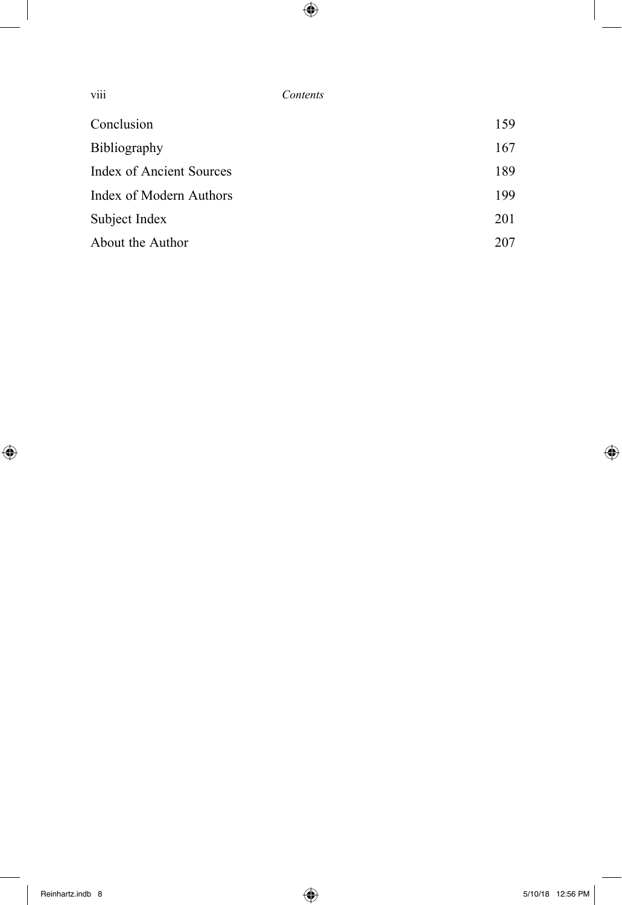| | |
|---|---|
| Conclusion | 159 |
| Bibliography | 167 |
| Index of Ancient Sources | 189 |
| Index of Modern Authors | 199 |
| Subject Index | 201 |
| About the Author | 207 |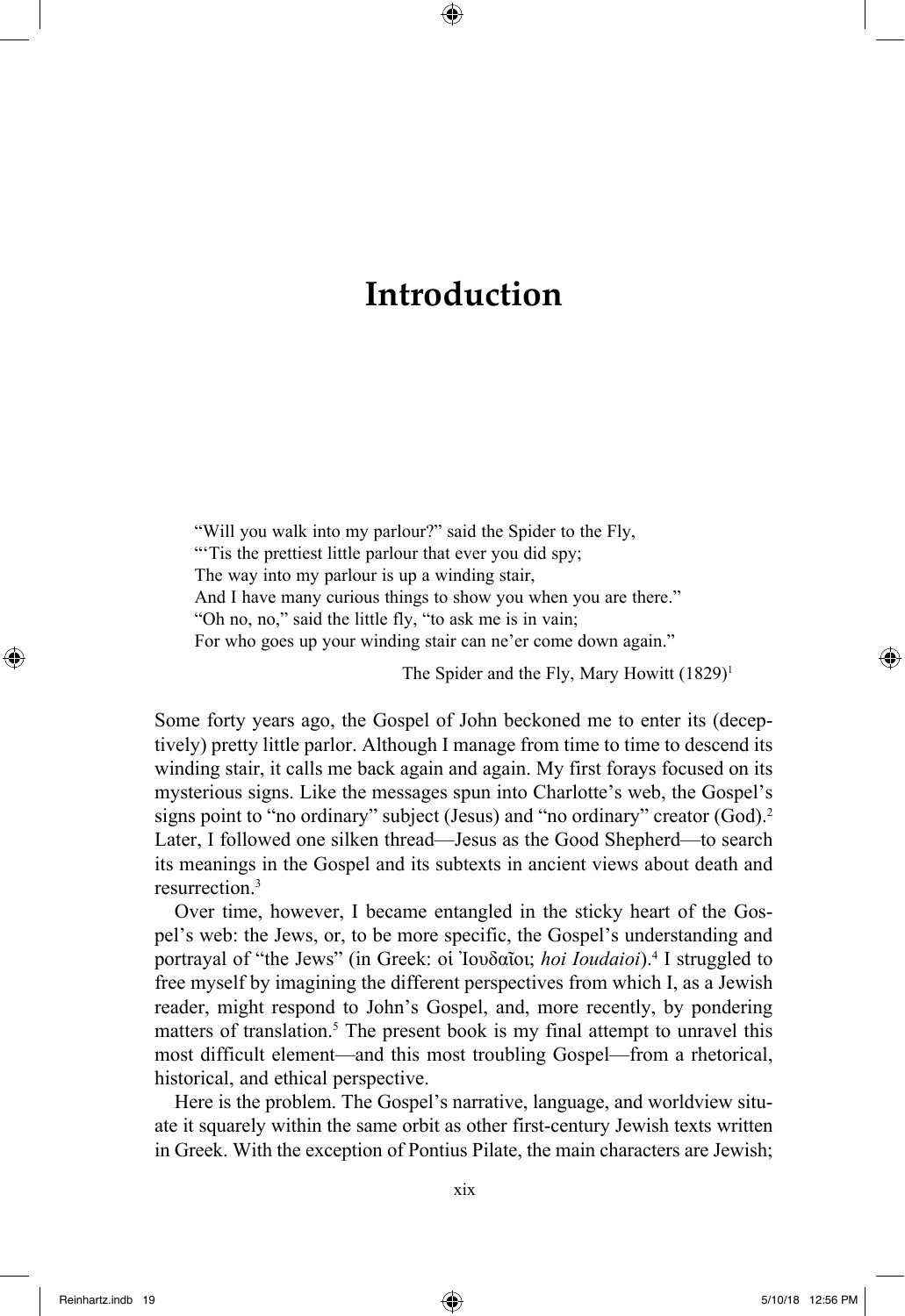# Introduction

> "Will you walk into my parlour?" said the Spider to the Fly,
> "'Tis the prettiest little parlour that ever you did spy;
> The way into my parlour is up a winding stair,
> And I have many curious things to show you when you are there."
> "Oh no, no," said the little fly, "to ask me is in vain;
> For who goes up your winding stair can ne'er come down again."
>
> The Spider and the Fly, Mary Howitt (1829)[1]

Some forty years ago, the Gospel of John beckoned me to enter its (deceptively) pretty little parlor. Although I manage from time to time to descend its winding stair, it calls me back again and again. My first forays focused on its mysterious signs. Like the messages spun into Charlotte's web, the Gospel's signs point to "no ordinary" subject (Jesus) and "no ordinary" creator (God).[2] Later, I followed one silken thread—Jesus as the Good Shepherd—to search its meanings in the Gospel and its subtexts in ancient views about death and resurrection.[3]

Over time, however, I became entangled in the sticky heart of the Gospel's web: the Jews, or, to be more specific, the Gospel's understanding and portrayal of "the Jews" (in Greek: οἱ Ἰουδαῖοι; *hoi Ioudaioi*).[4] I struggled to free myself by imagining the different perspectives from which I, as a Jewish reader, might respond to John's Gospel, and, more recently, by pondering matters of translation.[5] The present book is my final attempt to unravel this most difficult element—and this most troubling Gospel—from a rhetorical, historical, and ethical perspective.

Here is the problem. The Gospel's narrative, language, and worldview situate it squarely within the same orbit as other first-century Jewish texts written in Greek. With the exception of Pontius Pilate, the main characters are Jewish;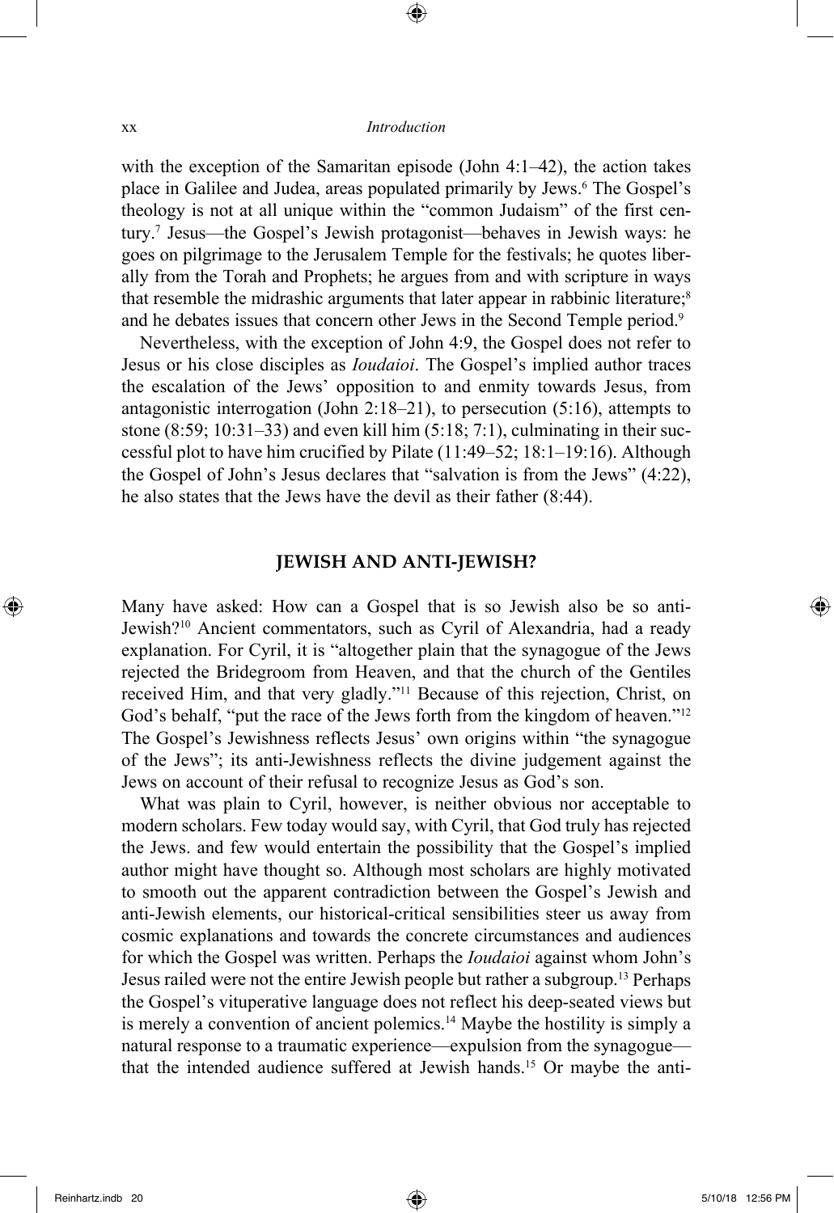with the exception of the Samaritan episode (John 4:1–42), the action takes place in Galilee and Judea, areas populated primarily by Jews.[6] The Gospel's theology is not at all unique within the "common Judaism" of the first century.[7] Jesus—the Gospel's Jewish protagonist—behaves in Jewish ways: he goes on pilgrimage to the Jerusalem Temple for the festivals; he quotes liberally from the Torah and Prophets; he argues from and with scripture in ways that resemble the midrashic arguments that later appear in rabbinic literature;[8] and he debates issues that concern other Jews in the Second Temple period.[9]

Nevertheless, with the exception of John 4:9, the Gospel does not refer to Jesus or his close disciples as *Ioudaioi*. The Gospel's implied author traces the escalation of the Jews' opposition to and enmity towards Jesus, from antagonistic interrogation (John 2:18–21), to persecution (5:16), attempts to stone (8:59; 10:31–33) and even kill him (5:18; 7:1), culminating in their successful plot to have him crucified by Pilate (11:49–52; 18:1–19:16). Although the Gospel of John's Jesus declares that "salvation is from the Jews" (4:22), he also states that the Jews have the devil as their father (8:44).

## JEWISH AND ANTI-JEWISH?

Many have asked: How can a Gospel that is so Jewish also be so anti-Jewish?[10] Ancient commentators, such as Cyril of Alexandria, had a ready explanation. For Cyril, it is "altogether plain that the synagogue of the Jews rejected the Bridegroom from Heaven, and that the church of the Gentiles received Him, and that very gladly."[11] Because of this rejection, Christ, on God's behalf, "put the race of the Jews forth from the kingdom of heaven."[12] The Gospel's Jewishness reflects Jesus' own origins within "the synagogue of the Jews"; its anti-Jewishness reflects the divine judgement against the Jews on account of their refusal to recognize Jesus as God's son.

What was plain to Cyril, however, is neither obvious nor acceptable to modern scholars. Few today would say, with Cyril, that God truly has rejected the Jews. and few would entertain the possibility that the Gospel's implied author might have thought so. Although most scholars are highly motivated to smooth out the apparent contradiction between the Gospel's Jewish and anti-Jewish elements, our historical-critical sensibilities steer us away from cosmic explanations and towards the concrete circumstances and audiences for which the Gospel was written. Perhaps the *Ioudaioi* against whom John's Jesus railed were not the entire Jewish people but rather a subgroup.[13] Perhaps the Gospel's vituperative language does not reflect his deep-seated views but is merely a convention of ancient polemics.[14] Maybe the hostility is simply a natural response to a traumatic experience—expulsion from the synagogue—that the intended audience suffered at Jewish hands.[15] Or maybe the anti-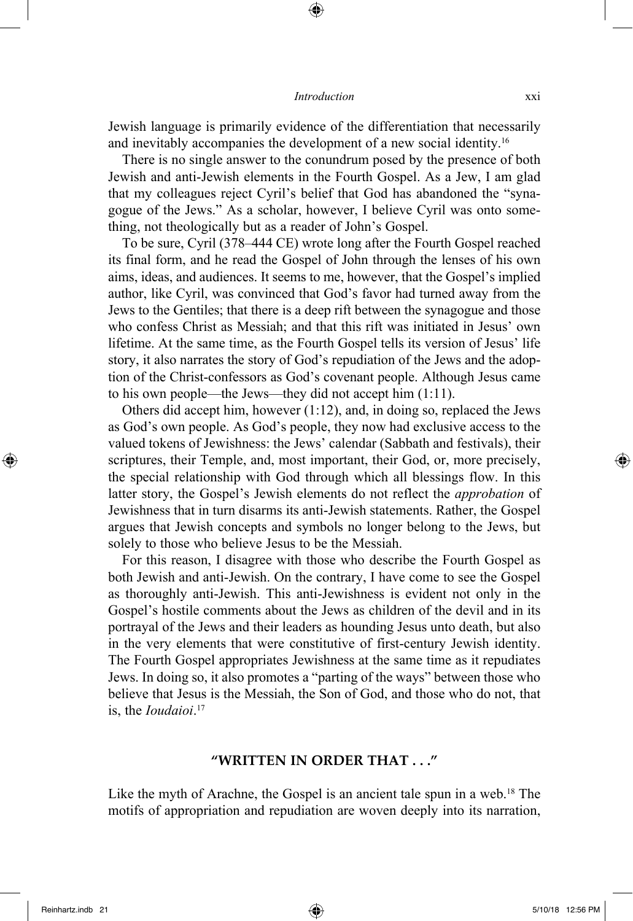Jewish language is primarily evidence of the differentiation that necessarily and inevitably accompanies the development of a new social identity.[16]

There is no single answer to the conundrum posed by the presence of both Jewish and anti-Jewish elements in the Fourth Gospel. As a Jew, I am glad that my colleagues reject Cyril's belief that God has abandoned the "synagogue of the Jews." As a scholar, however, I believe Cyril was onto something, not theologically but as a reader of John's Gospel.

To be sure, Cyril (378–444 CE) wrote long after the Fourth Gospel reached its final form, and he read the Gospel of John through the lenses of his own aims, ideas, and audiences. It seems to me, however, that the Gospel's implied author, like Cyril, was convinced that God's favor had turned away from the Jews to the Gentiles; that there is a deep rift between the synagogue and those who confess Christ as Messiah; and that this rift was initiated in Jesus' own lifetime. At the same time, as the Fourth Gospel tells its version of Jesus' life story, it also narrates the story of God's repudiation of the Jews and the adoption of the Christ-confessors as God's covenant people. Although Jesus came to his own people—the Jews—they did not accept him (1:11).

Others did accept him, however (1:12), and, in doing so, replaced the Jews as God's own people. As God's people, they now had exclusive access to the valued tokens of Jewishness: the Jews' calendar (Sabbath and festivals), their scriptures, their Temple, and, most important, their God, or, more precisely, the special relationship with God through which all blessings flow. In this latter story, the Gospel's Jewish elements do not reflect the *approbation* of Jewishness that in turn disarms its anti-Jewish statements. Rather, the Gospel argues that Jewish concepts and symbols no longer belong to the Jews, but solely to those who believe Jesus to be the Messiah.

For this reason, I disagree with those who describe the Fourth Gospel as both Jewish and anti-Jewish. On the contrary, I have come to see the Gospel as thoroughly anti-Jewish. This anti-Jewishness is evident not only in the Gospel's hostile comments about the Jews as children of the devil and in its portrayal of the Jews and their leaders as hounding Jesus unto death, but also in the very elements that were constitutive of first-century Jewish identity. The Fourth Gospel appropriates Jewishness at the same time as it repudiates Jews. In doing so, it also promotes a "parting of the ways" between those who believe that Jesus is the Messiah, the Son of God, and those who do not, that is, the *Ioudaioi*.[17]

## "WRITTEN IN ORDER THAT . . ."

Like the myth of Arachne, the Gospel is an ancient tale spun in a web.[18] The motifs of appropriation and repudiation are woven deeply into its narration,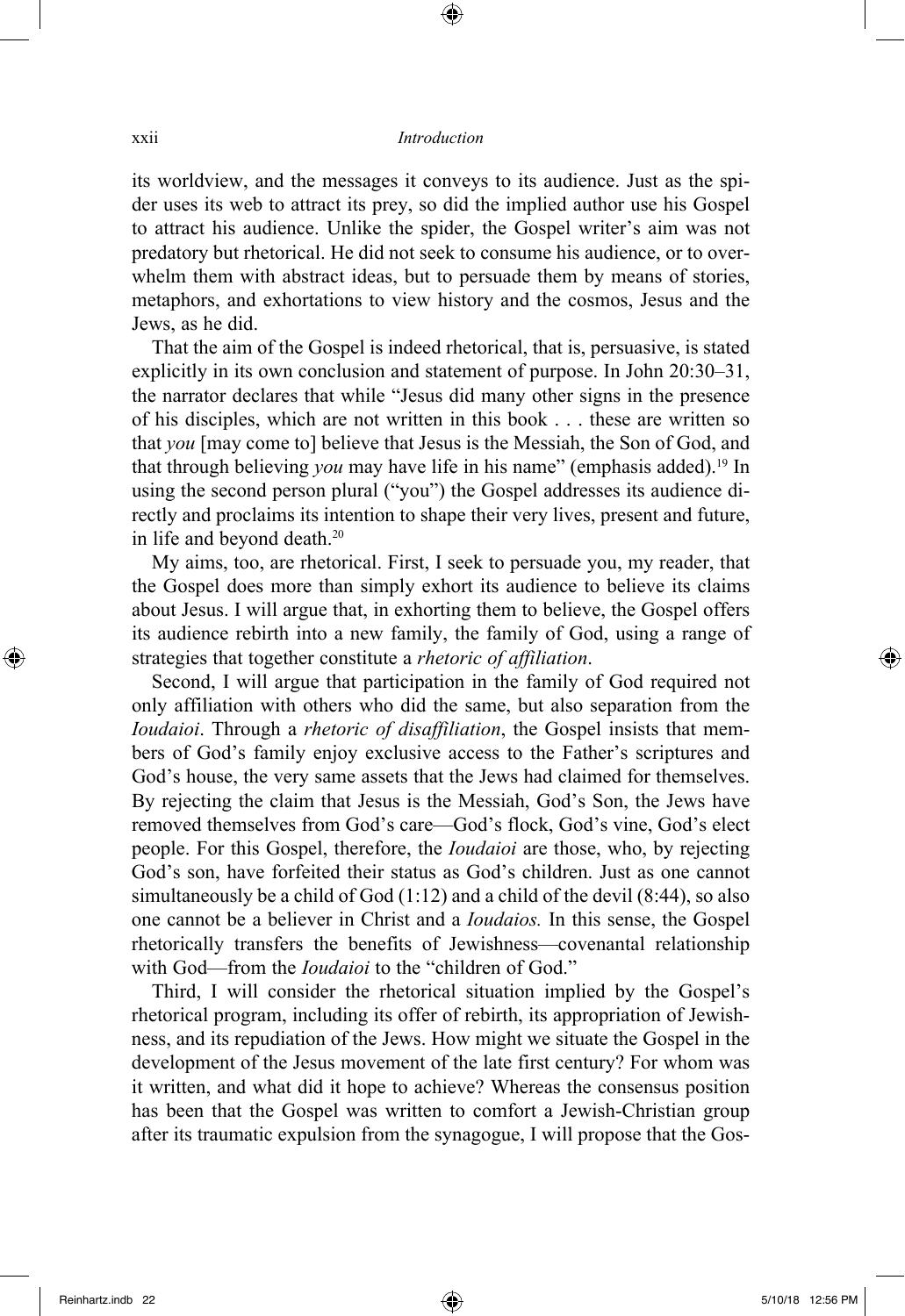its worldview, and the messages it conveys to its audience. Just as the spider uses its web to attract its prey, so did the implied author use his Gospel to attract his audience. Unlike the spider, the Gospel writer's aim was not predatory but rhetorical. He did not seek to consume his audience, or to overwhelm them with abstract ideas, but to persuade them by means of stories, metaphors, and exhortations to view history and the cosmos, Jesus and the Jews, as he did.

That the aim of the Gospel is indeed rhetorical, that is, persuasive, is stated explicitly in its own conclusion and statement of purpose. In John 20:30–31, the narrator declares that while "Jesus did many other signs in the presence of his disciples, which are not written in this book . . . these are written so that *you* [may come to] believe that Jesus is the Messiah, the Son of God, and that through believing *you* may have life in his name" (emphasis added).[19] In using the second person plural ("you") the Gospel addresses its audience directly and proclaims its intention to shape their very lives, present and future, in life and beyond death.[20]

My aims, too, are rhetorical. First, I seek to persuade you, my reader, that the Gospel does more than simply exhort its audience to believe its claims about Jesus. I will argue that, in exhorting them to believe, the Gospel offers its audience rebirth into a new family, the family of God, using a range of strategies that together constitute a *rhetoric of affiliation*.

Second, I will argue that participation in the family of God required not only affiliation with others who did the same, but also separation from the *Ioudaioi*. Through a *rhetoric of disaffiliation*, the Gospel insists that members of God's family enjoy exclusive access to the Father's scriptures and God's house, the very same assets that the Jews had claimed for themselves. By rejecting the claim that Jesus is the Messiah, God's Son, the Jews have removed themselves from God's care—God's flock, God's vine, God's elect people. For this Gospel, therefore, the *Ioudaioi* are those, who, by rejecting God's son, have forfeited their status as God's children. Just as one cannot simultaneously be a child of God (1:12) and a child of the devil (8:44), so also one cannot be a believer in Christ and a *Ioudaios.* In this sense, the Gospel rhetorically transfers the benefits of Jewishness—covenantal relationship with God—from the *Ioudaioi* to the "children of God."

Third, I will consider the rhetorical situation implied by the Gospel's rhetorical program, including its offer of rebirth, its appropriation of Jewishness, and its repudiation of the Jews. How might we situate the Gospel in the development of the Jesus movement of the late first century? For whom was it written, and what did it hope to achieve? Whereas the consensus position has been that the Gospel was written to comfort a Jewish-Christian group after its traumatic expulsion from the synagogue, I will propose that the Gos-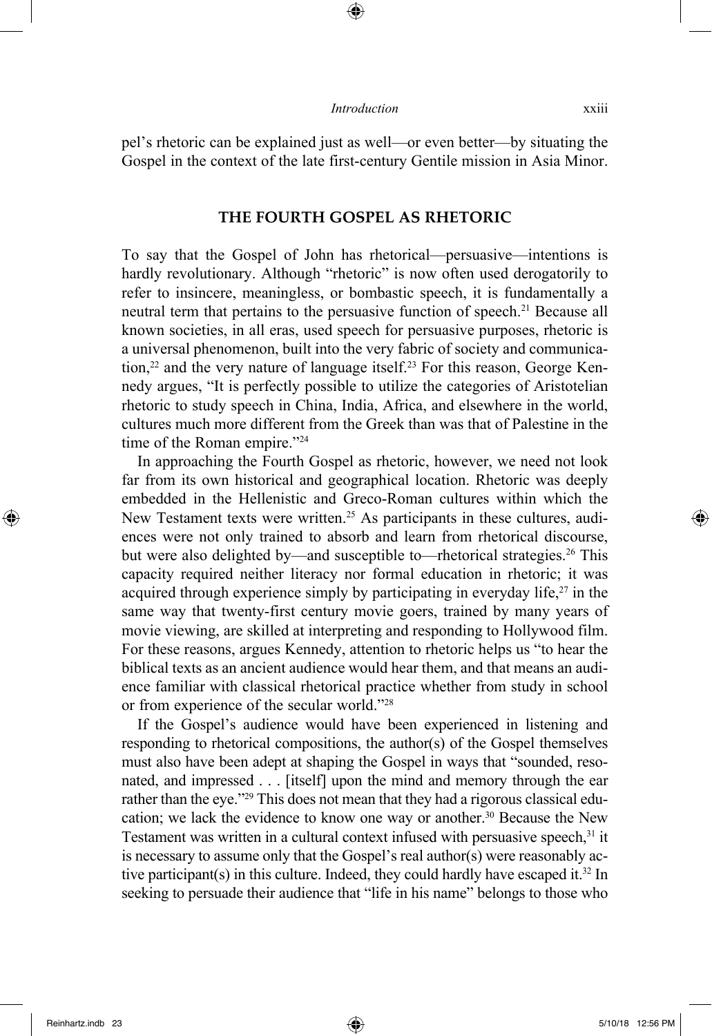pel's rhetoric can be explained just as well—or even better—by situating the Gospel in the context of the late first-century Gentile mission in Asia Minor.

## THE FOURTH GOSPEL AS RHETORIC

To say that the Gospel of John has rhetorical—persuasive—intentions is hardly revolutionary. Although "rhetoric" is now often used derogatorily to refer to insincere, meaningless, or bombastic speech, it is fundamentally a neutral term that pertains to the persuasive function of speech.[21] Because all known societies, in all eras, used speech for persuasive purposes, rhetoric is a universal phenomenon, built into the very fabric of society and communication,[22] and the very nature of language itself.[23] For this reason, George Kennedy argues, "It is perfectly possible to utilize the categories of Aristotelian rhetoric to study speech in China, India, Africa, and elsewhere in the world, cultures much more different from the Greek than was that of Palestine in the time of the Roman empire."[24]

In approaching the Fourth Gospel as rhetoric, however, we need not look far from its own historical and geographical location. Rhetoric was deeply embedded in the Hellenistic and Greco-Roman cultures within which the New Testament texts were written.[25] As participants in these cultures, audiences were not only trained to absorb and learn from rhetorical discourse, but were also delighted by—and susceptible to—rhetorical strategies.[26] This capacity required neither literacy nor formal education in rhetoric; it was acquired through experience simply by participating in everyday life,[27] in the same way that twenty-first century movie goers, trained by many years of movie viewing, are skilled at interpreting and responding to Hollywood film. For these reasons, argues Kennedy, attention to rhetoric helps us "to hear the biblical texts as an ancient audience would hear them, and that means an audience familiar with classical rhetorical practice whether from study in school or from experience of the secular world."[28]

If the Gospel's audience would have been experienced in listening and responding to rhetorical compositions, the author(s) of the Gospel themselves must also have been adept at shaping the Gospel in ways that "sounded, resonated, and impressed . . . [itself] upon the mind and memory through the ear rather than the eye."[29] This does not mean that they had a rigorous classical education; we lack the evidence to know one way or another.[30] Because the New Testament was written in a cultural context infused with persuasive speech,[31] it is necessary to assume only that the Gospel's real author(s) were reasonably active participant(s) in this culture. Indeed, they could hardly have escaped it.[32] In seeking to persuade their audience that "life in his name" belongs to those who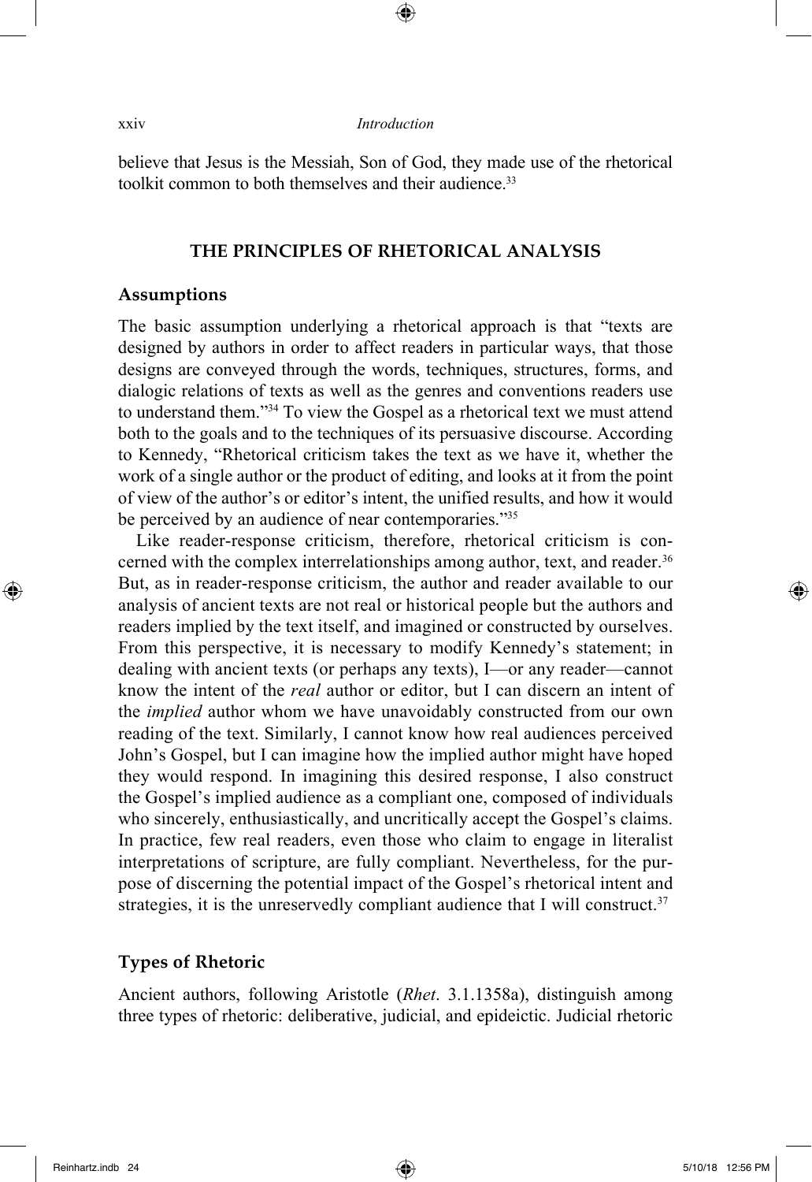believe that Jesus is the Messiah, Son of God, they made use of the rhetorical toolkit common to both themselves and their audience.[33]

## THE PRINCIPLES OF RHETORICAL ANALYSIS

### Assumptions

The basic assumption underlying a rhetorical approach is that "texts are designed by authors in order to affect readers in particular ways, that those designs are conveyed through the words, techniques, structures, forms, and dialogic relations of texts as well as the genres and conventions readers use to understand them."[34] To view the Gospel as a rhetorical text we must attend both to the goals and to the techniques of its persuasive discourse. According to Kennedy, "Rhetorical criticism takes the text as we have it, whether the work of a single author or the product of editing, and looks at it from the point of view of the author's or editor's intent, the unified results, and how it would be perceived by an audience of near contemporaries."[35]

Like reader-response criticism, therefore, rhetorical criticism is concerned with the complex interrelationships among author, text, and reader.[36] But, as in reader-response criticism, the author and reader available to our analysis of ancient texts are not real or historical people but the authors and readers implied by the text itself, and imagined or constructed by ourselves. From this perspective, it is necessary to modify Kennedy's statement; in dealing with ancient texts (or perhaps any texts), I—or any reader—cannot know the intent of the *real* author or editor, but I can discern an intent of the *implied* author whom we have unavoidably constructed from our own reading of the text. Similarly, I cannot know how real audiences perceived John's Gospel, but I can imagine how the implied author might have hoped they would respond. In imagining this desired response, I also construct the Gospel's implied audience as a compliant one, composed of individuals who sincerely, enthusiastically, and uncritically accept the Gospel's claims. In practice, few real readers, even those who claim to engage in literalist interpretations of scripture, are fully compliant. Nevertheless, for the purpose of discerning the potential impact of the Gospel's rhetorical intent and strategies, it is the unreservedly compliant audience that I will construct.[37]

### Types of Rhetoric

Ancient authors, following Aristotle (*Rhet*. 3.1.1358a), distinguish among three types of rhetoric: deliberative, judicial, and epideictic. Judicial rhetoric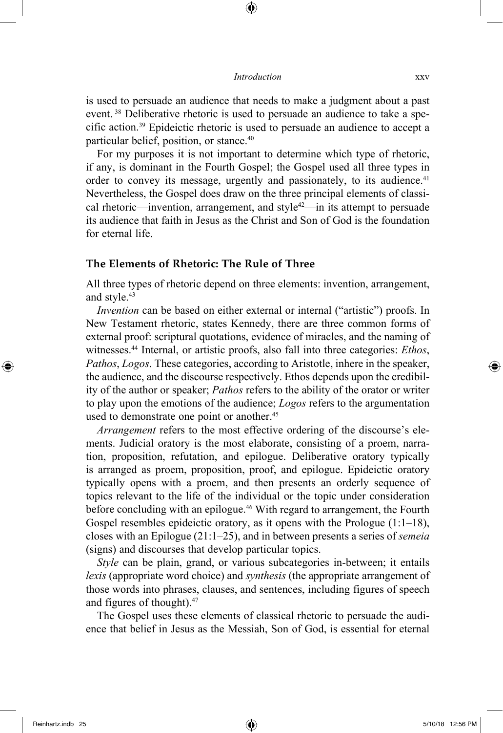is used to persuade an audience that needs to make a judgment about a past event.[38] Deliberative rhetoric is used to persuade an audience to take a specific action.[39] Epideictic rhetoric is used to persuade an audience to accept a particular belief, position, or stance.[40]

For my purposes it is not important to determine which type of rhetoric, if any, is dominant in the Fourth Gospel; the Gospel used all three types in order to convey its message, urgently and passionately, to its audience.[41] Nevertheless, the Gospel does draw on the three principal elements of classical rhetoric—invention, arrangement, and style[42]—in its attempt to persuade its audience that faith in Jesus as the Christ and Son of God is the foundation for eternal life.

### The Elements of Rhetoric: The Rule of Three

All three types of rhetoric depend on three elements: invention, arrangement, and style.[43]

*Invention* can be based on either external or internal ("artistic") proofs. In New Testament rhetoric, states Kennedy, there are three common forms of external proof: scriptural quotations, evidence of miracles, and the naming of witnesses.[44] Internal, or artistic proofs, also fall into three categories: *Ethos*, *Pathos*, *Logos*. These categories, according to Aristotle, inhere in the speaker, the audience, and the discourse respectively. Ethos depends upon the credibility of the author or speaker; *Pathos* refers to the ability of the orator or writer to play upon the emotions of the audience; *Logos* refers to the argumentation used to demonstrate one point or another.[45]

*Arrangement* refers to the most effective ordering of the discourse's elements. Judicial oratory is the most elaborate, consisting of a proem, narration, proposition, refutation, and epilogue. Deliberative oratory typically is arranged as proem, proposition, proof, and epilogue. Epideictic oratory typically opens with a proem, and then presents an orderly sequence of topics relevant to the life of the individual or the topic under consideration before concluding with an epilogue.[46] With regard to arrangement, the Fourth Gospel resembles epideictic oratory, as it opens with the Prologue (1:1–18), closes with an Epilogue (21:1–25), and in between presents a series of *semeia* (signs) and discourses that develop particular topics.

*Style* can be plain, grand, or various subcategories in-between; it entails *lexis* (appropriate word choice) and *synthesis* (the appropriate arrangement of those words into phrases, clauses, and sentences, including figures of speech and figures of thought).[47]

The Gospel uses these elements of classical rhetoric to persuade the audience that belief in Jesus as the Messiah, Son of God, is essential for eternal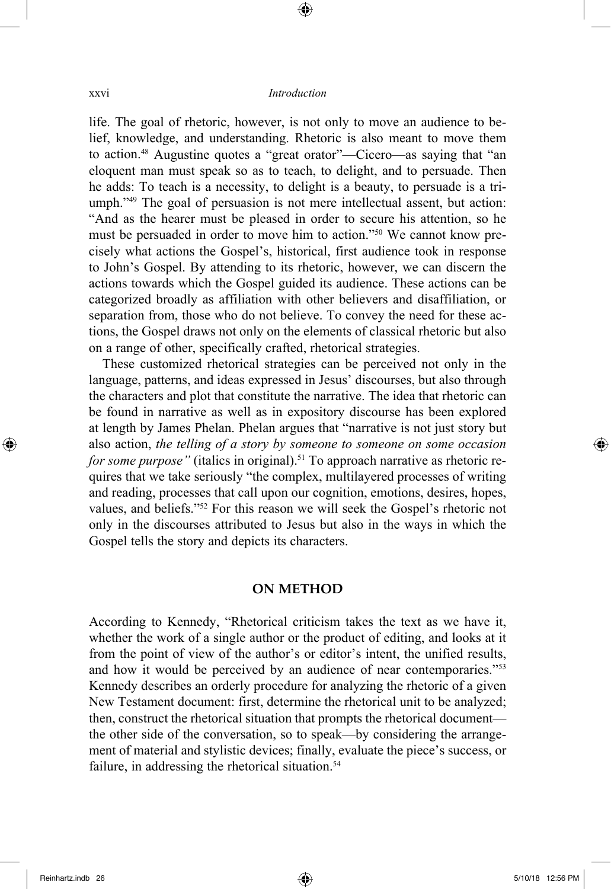life. The goal of rhetoric, however, is not only to move an audience to belief, knowledge, and understanding. Rhetoric is also meant to move them to action.[48] Augustine quotes a "great orator"—Cicero—as saying that "an eloquent man must speak so as to teach, to delight, and to persuade. Then he adds: To teach is a necessity, to delight is a beauty, to persuade is a triumph."[49] The goal of persuasion is not mere intellectual assent, but action: "And as the hearer must be pleased in order to secure his attention, so he must be persuaded in order to move him to action."[50] We cannot know precisely what actions the Gospel's, historical, first audience took in response to John's Gospel. By attending to its rhetoric, however, we can discern the actions towards which the Gospel guided its audience. These actions can be categorized broadly as affiliation with other believers and disaffiliation, or separation from, those who do not believe. To convey the need for these actions, the Gospel draws not only on the elements of classical rhetoric but also on a range of other, specifically crafted, rhetorical strategies.

These customized rhetorical strategies can be perceived not only in the language, patterns, and ideas expressed in Jesus' discourses, but also through the characters and plot that constitute the narrative. The idea that rhetoric can be found in narrative as well as in expository discourse has been explored at length by James Phelan. Phelan argues that "narrative is not just story but also action, *the telling of a story by someone to someone on some occasion for some purpose"* (italics in original).[51] To approach narrative as rhetoric requires that we take seriously "the complex, multilayered processes of writing and reading, processes that call upon our cognition, emotions, desires, hopes, values, and beliefs."[52] For this reason we will seek the Gospel's rhetoric not only in the discourses attributed to Jesus but also in the ways in which the Gospel tells the story and depicts its characters.

## ON METHOD

According to Kennedy, "Rhetorical criticism takes the text as we have it, whether the work of a single author or the product of editing, and looks at it from the point of view of the author's or editor's intent, the unified results, and how it would be perceived by an audience of near contemporaries."[53] Kennedy describes an orderly procedure for analyzing the rhetoric of a given New Testament document: first, determine the rhetorical unit to be analyzed; then, construct the rhetorical situation that prompts the rhetorical document—the other side of the conversation, so to speak—by considering the arrangement of material and stylistic devices; finally, evaluate the piece's success, or failure, in addressing the rhetorical situation.[54]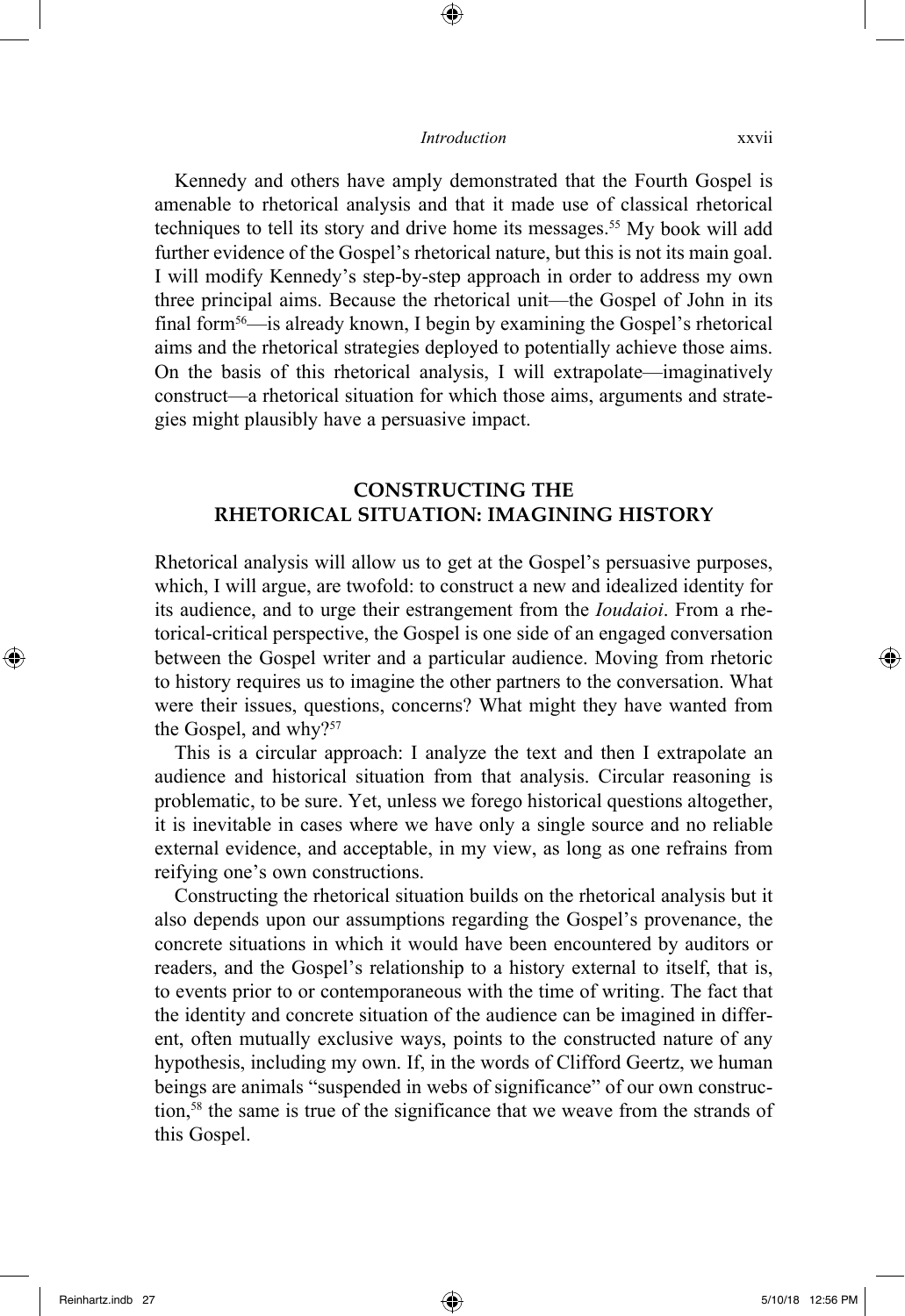Kennedy and others have amply demonstrated that the Fourth Gospel is amenable to rhetorical analysis and that it made use of classical rhetorical techniques to tell its story and drive home its messages.[55] My book will add further evidence of the Gospel's rhetorical nature, but this is not its main goal. I will modify Kennedy's step-by-step approach in order to address my own three principal aims. Because the rhetorical unit—the Gospel of John in its final form[56]—is already known, I begin by examining the Gospel's rhetorical aims and the rhetorical strategies deployed to potentially achieve those aims. On the basis of this rhetorical analysis, I will extrapolate—imaginatively construct—a rhetorical situation for which those aims, arguments and strategies might plausibly have a persuasive impact.

## CONSTRUCTING THE RHETORICAL SITUATION: IMAGINING HISTORY

Rhetorical analysis will allow us to get at the Gospel's persuasive purposes, which, I will argue, are twofold: to construct a new and idealized identity for its audience, and to urge their estrangement from the *Ioudaioi*. From a rhetorical-critical perspective, the Gospel is one side of an engaged conversation between the Gospel writer and a particular audience. Moving from rhetoric to history requires us to imagine the other partners to the conversation. What were their issues, questions, concerns? What might they have wanted from the Gospel, and why?[57]

This is a circular approach: I analyze the text and then I extrapolate an audience and historical situation from that analysis. Circular reasoning is problematic, to be sure. Yet, unless we forego historical questions altogether, it is inevitable in cases where we have only a single source and no reliable external evidence, and acceptable, in my view, as long as one refrains from reifying one's own constructions.

Constructing the rhetorical situation builds on the rhetorical analysis but it also depends upon our assumptions regarding the Gospel's provenance, the concrete situations in which it would have been encountered by auditors or readers, and the Gospel's relationship to a history external to itself, that is, to events prior to or contemporaneous with the time of writing. The fact that the identity and concrete situation of the audience can be imagined in different, often mutually exclusive ways, points to the constructed nature of any hypothesis, including my own. If, in the words of Clifford Geertz, we human beings are animals "suspended in webs of significance" of our own construction,[58] the same is true of the significance that we weave from the strands of this Gospel.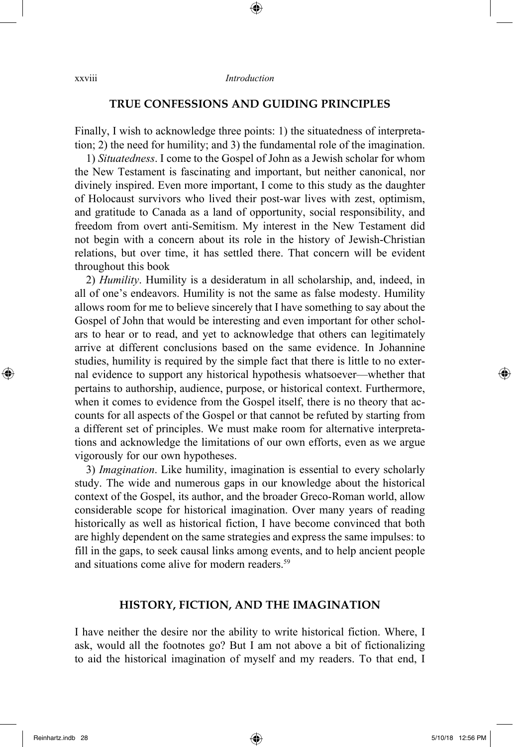## TRUE CONFESSIONS AND GUIDING PRINCIPLES

Finally, I wish to acknowledge three points: 1) the situatedness of interpretation; 2) the need for humility; and 3) the fundamental role of the imagination.

1) *Situatedness*. I come to the Gospel of John as a Jewish scholar for whom the New Testament is fascinating and important, but neither canonical, nor divinely inspired. Even more important, I come to this study as the daughter of Holocaust survivors who lived their post-war lives with zest, optimism, and gratitude to Canada as a land of opportunity, social responsibility, and freedom from overt anti-Semitism. My interest in the New Testament did not begin with a concern about its role in the history of Jewish-Christian relations, but over time, it has settled there. That concern will be evident throughout this book

2) *Humility*. Humility is a desideratum in all scholarship, and, indeed, in all of one's endeavors. Humility is not the same as false modesty. Humility allows room for me to believe sincerely that I have something to say about the Gospel of John that would be interesting and even important for other scholars to hear or to read, and yet to acknowledge that others can legitimately arrive at different conclusions based on the same evidence. In Johannine studies, humility is required by the simple fact that there is little to no external evidence to support any historical hypothesis whatsoever—whether that pertains to authorship, audience, purpose, or historical context. Furthermore, when it comes to evidence from the Gospel itself, there is no theory that accounts for all aspects of the Gospel or that cannot be refuted by starting from a different set of principles. We must make room for alternative interpretations and acknowledge the limitations of our own efforts, even as we argue vigorously for our own hypotheses.

3) *Imagination*. Like humility, imagination is essential to every scholarly study. The wide and numerous gaps in our knowledge about the historical context of the Gospel, its author, and the broader Greco-Roman world, allow considerable scope for historical imagination. Over many years of reading historically as well as historical fiction, I have become convinced that both are highly dependent on the same strategies and express the same impulses: to fill in the gaps, to seek causal links among events, and to help ancient people and situations come alive for modern readers.[59]

## HISTORY, FICTION, AND THE IMAGINATION

I have neither the desire nor the ability to write historical fiction. Where, I ask, would all the footnotes go? But I am not above a bit of fictionalizing to aid the historical imagination of myself and my readers. To that end, I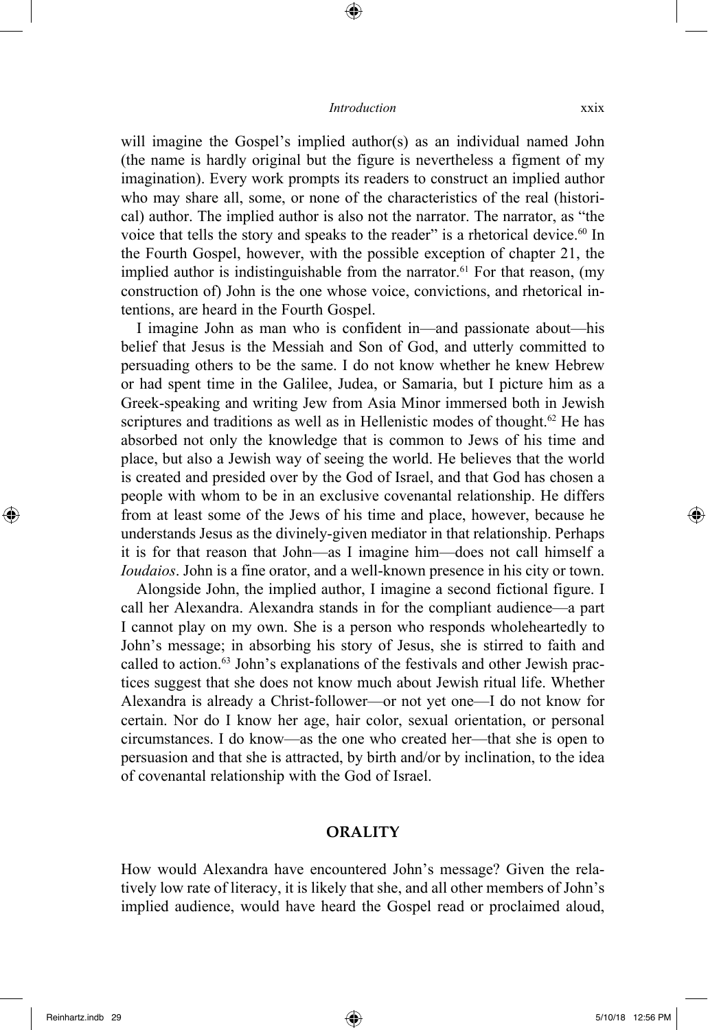will imagine the Gospel's implied author(s) as an individual named John (the name is hardly original but the figure is nevertheless a figment of my imagination). Every work prompts its readers to construct an implied author who may share all, some, or none of the characteristics of the real (historical) author. The implied author is also not the narrator. The narrator, as "the voice that tells the story and speaks to the reader" is a rhetorical device.[60] In the Fourth Gospel, however, with the possible exception of chapter 21, the implied author is indistinguishable from the narrator.[61] For that reason, (my construction of) John is the one whose voice, convictions, and rhetorical intentions, are heard in the Fourth Gospel.

I imagine John as man who is confident in—and passionate about—his belief that Jesus is the Messiah and Son of God, and utterly committed to persuading others to be the same. I do not know whether he knew Hebrew or had spent time in the Galilee, Judea, or Samaria, but I picture him as a Greek-speaking and writing Jew from Asia Minor immersed both in Jewish scriptures and traditions as well as in Hellenistic modes of thought.[62] He has absorbed not only the knowledge that is common to Jews of his time and place, but also a Jewish way of seeing the world. He believes that the world is created and presided over by the God of Israel, and that God has chosen a people with whom to be in an exclusive covenantal relationship. He differs from at least some of the Jews of his time and place, however, because he understands Jesus as the divinely-given mediator in that relationship. Perhaps it is for that reason that John—as I imagine him—does not call himself a *Ioudaios*. John is a fine orator, and a well-known presence in his city or town.

Alongside John, the implied author, I imagine a second fictional figure. I call her Alexandra. Alexandra stands in for the compliant audience—a part I cannot play on my own. She is a person who responds wholeheartedly to John's message; in absorbing his story of Jesus, she is stirred to faith and called to action.[63] John's explanations of the festivals and other Jewish practices suggest that she does not know much about Jewish ritual life. Whether Alexandra is already a Christ-follower—or not yet one—I do not know for certain. Nor do I know her age, hair color, sexual orientation, or personal circumstances. I do know—as the one who created her—that she is open to persuasion and that she is attracted, by birth and/or by inclination, to the idea of covenantal relationship with the God of Israel.

## ORALITY

How would Alexandra have encountered John's message? Given the relatively low rate of literacy, it is likely that she, and all other members of John's implied audience, would have heard the Gospel read or proclaimed aloud,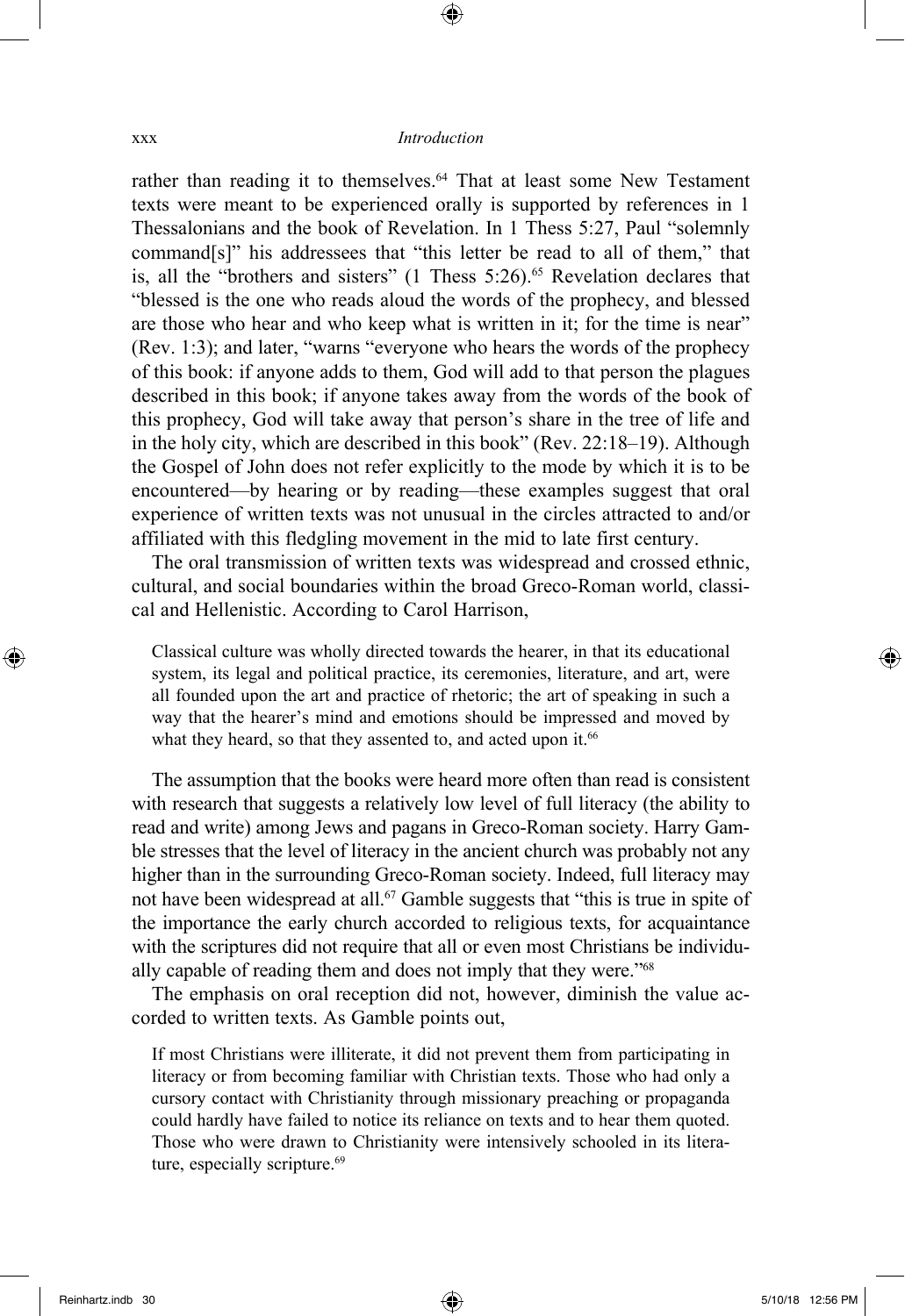rather than reading it to themselves.[64] That at least some New Testament texts were meant to be experienced orally is supported by references in 1 Thessalonians and the book of Revelation. In 1 Thess 5:27, Paul "solemnly command[s]" his addressees that "this letter be read to all of them," that is, all the "brothers and sisters" (1 Thess 5:26).[65] Revelation declares that "blessed is the one who reads aloud the words of the prophecy, and blessed are those who hear and who keep what is written in it; for the time is near" (Rev. 1:3); and later, "warns "everyone who hears the words of the prophecy of this book: if anyone adds to them, God will add to that person the plagues described in this book; if anyone takes away from the words of the book of this prophecy, God will take away that person's share in the tree of life and in the holy city, which are described in this book" (Rev. 22:18–19). Although the Gospel of John does not refer explicitly to the mode by which it is to be encountered—by hearing or by reading—these examples suggest that oral experience of written texts was not unusual in the circles attracted to and/or affiliated with this fledgling movement in the mid to late first century.

The oral transmission of written texts was widespread and crossed ethnic, cultural, and social boundaries within the broad Greco-Roman world, classical and Hellenistic. According to Carol Harrison,

> Classical culture was wholly directed towards the hearer, in that its educational system, its legal and political practice, its ceremonies, literature, and art, were all founded upon the art and practice of rhetoric; the art of speaking in such a way that the hearer's mind and emotions should be impressed and moved by what they heard, so that they assented to, and acted upon it.[66]

The assumption that the books were heard more often than read is consistent with research that suggests a relatively low level of full literacy (the ability to read and write) among Jews and pagans in Greco-Roman society. Harry Gamble stresses that the level of literacy in the ancient church was probably not any higher than in the surrounding Greco-Roman society. Indeed, full literacy may not have been widespread at all.[67] Gamble suggests that "this is true in spite of the importance the early church accorded to religious texts, for acquaintance with the scriptures did not require that all or even most Christians be individually capable of reading them and does not imply that they were."[68]

The emphasis on oral reception did not, however, diminish the value accorded to written texts. As Gamble points out,

> If most Christians were illiterate, it did not prevent them from participating in literacy or from becoming familiar with Christian texts. Those who had only a cursory contact with Christianity through missionary preaching or propaganda could hardly have failed to notice its reliance on texts and to hear them quoted. Those who were drawn to Christianity were intensively schooled in its literature, especially scripture.[69]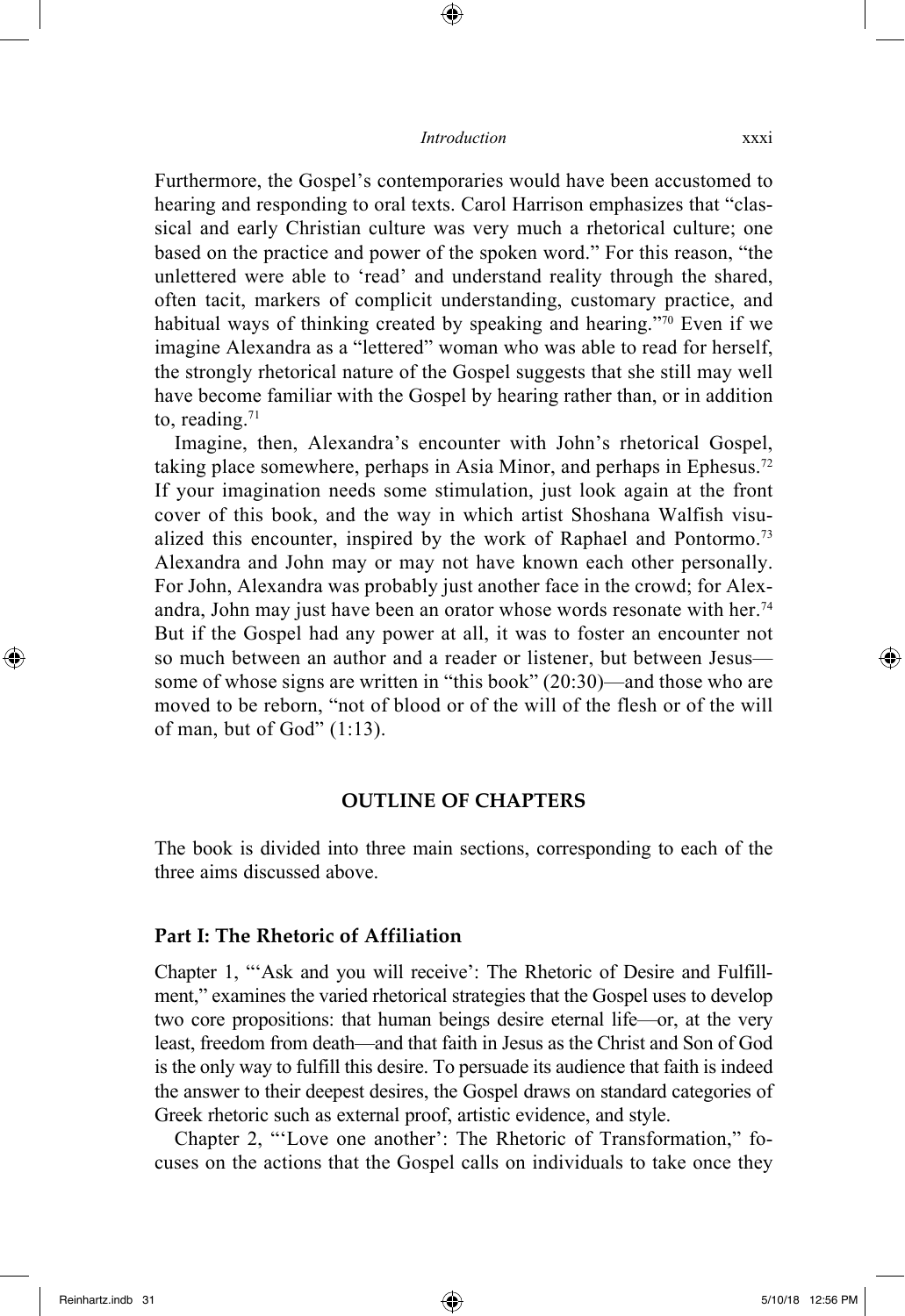Furthermore, the Gospel's contemporaries would have been accustomed to hearing and responding to oral texts. Carol Harrison emphasizes that "classical and early Christian culture was very much a rhetorical culture; one based on the practice and power of the spoken word." For this reason, "the unlettered were able to 'read' and understand reality through the shared, often tacit, markers of complicit understanding, customary practice, and habitual ways of thinking created by speaking and hearing."[70] Even if we imagine Alexandra as a "lettered" woman who was able to read for herself, the strongly rhetorical nature of the Gospel suggests that she still may well have become familiar with the Gospel by hearing rather than, or in addition to, reading.[71]

Imagine, then, Alexandra's encounter with John's rhetorical Gospel, taking place somewhere, perhaps in Asia Minor, and perhaps in Ephesus.[72] If your imagination needs some stimulation, just look again at the front cover of this book, and the way in which artist Shoshana Walfish visualized this encounter, inspired by the work of Raphael and Pontormo.[73] Alexandra and John may or may not have known each other personally. For John, Alexandra was probably just another face in the crowd; for Alexandra, John may just have been an orator whose words resonate with her.[74] But if the Gospel had any power at all, it was to foster an encounter not so much between an author and a reader or listener, but between Jesus—some of whose signs are written in "this book" (20:30)—and those who are moved to be reborn, "not of blood or of the will of the flesh or of the will of man, but of God" (1:13).

## OUTLINE OF CHAPTERS

The book is divided into three main sections, corresponding to each of the three aims discussed above.

### Part I: The Rhetoric of Affiliation

Chapter 1, "'Ask and you will receive': The Rhetoric of Desire and Fulfillment," examines the varied rhetorical strategies that the Gospel uses to develop two core propositions: that human beings desire eternal life—or, at the very least, freedom from death—and that faith in Jesus as the Christ and Son of God is the only way to fulfill this desire. To persuade its audience that faith is indeed the answer to their deepest desires, the Gospel draws on standard categories of Greek rhetoric such as external proof, artistic evidence, and style.

Chapter 2, "'Love one another': The Rhetoric of Transformation," focuses on the actions that the Gospel calls on individuals to take once they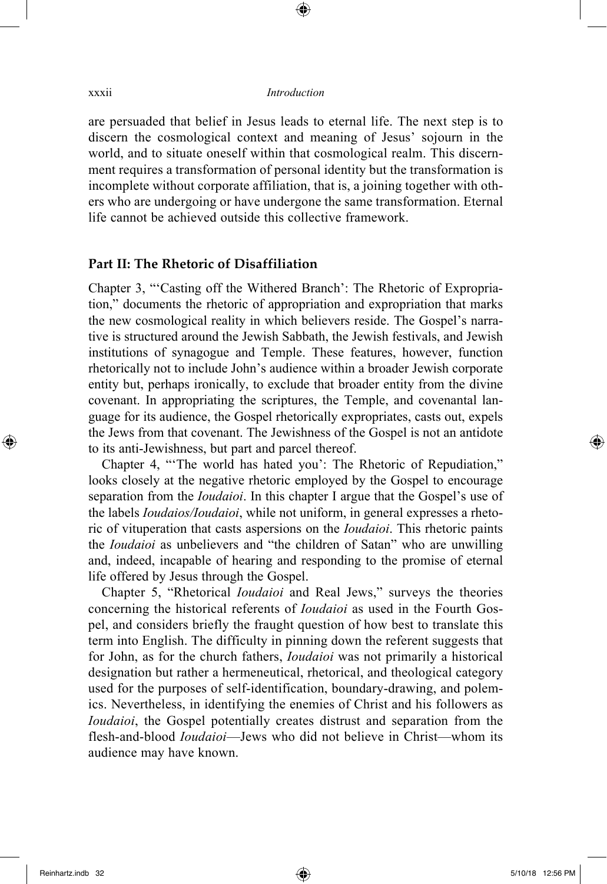are persuaded that belief in Jesus leads to eternal life. The next step is to discern the cosmological context and meaning of Jesus' sojourn in the world, and to situate oneself within that cosmological realm. This discernment requires a transformation of personal identity but the transformation is incomplete without corporate affiliation, that is, a joining together with others who are undergoing or have undergone the same transformation. Eternal life cannot be achieved outside this collective framework.

## Part II: The Rhetoric of Disaffiliation

Chapter 3, "'Casting off the Withered Branch': The Rhetoric of Expropriation," documents the rhetoric of appropriation and expropriation that marks the new cosmological reality in which believers reside. The Gospel's narrative is structured around the Jewish Sabbath, the Jewish festivals, and Jewish institutions of synagogue and Temple. These features, however, function rhetorically not to include John's audience within a broader Jewish corporate entity but, perhaps ironically, to exclude that broader entity from the divine covenant. In appropriating the scriptures, the Temple, and covenantal language for its audience, the Gospel rhetorically expropriates, casts out, expels the Jews from that covenant. The Jewishness of the Gospel is not an antidote to its anti-Jewishness, but part and parcel thereof.

Chapter 4, "'The world has hated you': The Rhetoric of Repudiation," looks closely at the negative rhetoric employed by the Gospel to encourage separation from the *Ioudaioi*. In this chapter I argue that the Gospel's use of the labels *Ioudaios/Ioudaioi*, while not uniform, in general expresses a rhetoric of vituperation that casts aspersions on the *Ioudaioi*. This rhetoric paints the *Ioudaioi* as unbelievers and "the children of Satan" who are unwilling and, indeed, incapable of hearing and responding to the promise of eternal life offered by Jesus through the Gospel.

Chapter 5, "Rhetorical *Ioudaioi* and Real Jews," surveys the theories concerning the historical referents of *Ioudaioi* as used in the Fourth Gospel, and considers briefly the fraught question of how best to translate this term into English. The difficulty in pinning down the referent suggests that for John, as for the church fathers, *Ioudaioi* was not primarily a historical designation but rather a hermeneutical, rhetorical, and theological category used for the purposes of self-identification, boundary-drawing, and polemics. Nevertheless, in identifying the enemies of Christ and his followers as *Ioudaioi*, the Gospel potentially creates distrust and separation from the flesh-and-blood *Ioudaioi*—Jews who did not believe in Christ—whom its audience may have known.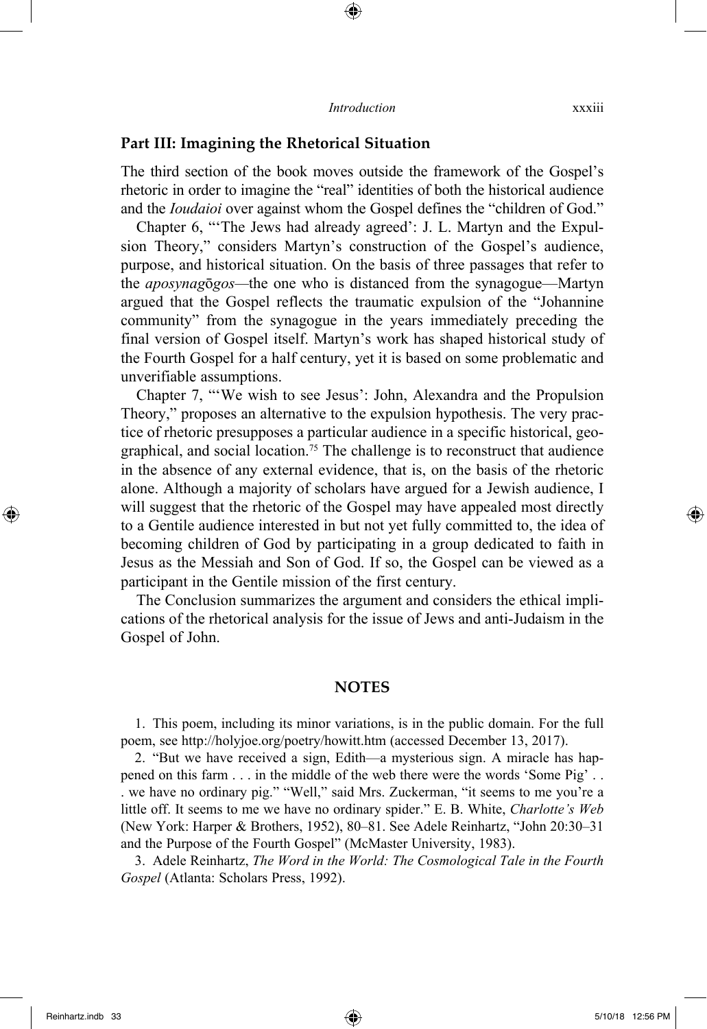## Part III: Imagining the Rhetorical Situation

The third section of the book moves outside the framework of the Gospel's rhetoric in order to imagine the "real" identities of both the historical audience and the *Ioudaioi* over against whom the Gospel defines the "children of God."

Chapter 6, "'The Jews had already agreed': J. L. Martyn and the Expulsion Theory," considers Martyn's construction of the Gospel's audience, purpose, and historical situation. On the basis of three passages that refer to the *aposynagōgos*—the one who is distanced from the synagogue—Martyn argued that the Gospel reflects the traumatic expulsion of the "Johannine community" from the synagogue in the years immediately preceding the final version of Gospel itself. Martyn's work has shaped historical study of the Fourth Gospel for a half century, yet it is based on some problematic and unverifiable assumptions.

Chapter 7, "'We wish to see Jesus': John, Alexandra and the Propulsion Theory," proposes an alternative to the expulsion hypothesis. The very practice of rhetoric presupposes a particular audience in a specific historical, geographical, and social location.[75] The challenge is to reconstruct that audience in the absence of any external evidence, that is, on the basis of the rhetoric alone. Although a majority of scholars have argued for a Jewish audience, I will suggest that the rhetoric of the Gospel may have appealed most directly to a Gentile audience interested in but not yet fully committed to, the idea of becoming children of God by participating in a group dedicated to faith in Jesus as the Messiah and Son of God. If so, the Gospel can be viewed as a participant in the Gentile mission of the first century.

The Conclusion summarizes the argument and considers the ethical implications of the rhetorical analysis for the issue of Jews and anti-Judaism in the Gospel of John.

## NOTES

1. This poem, including its minor variations, is in the public domain. For the full poem, see http://holyjoe.org/poetry/howitt.htm (accessed December 13, 2017).

2. "But we have received a sign, Edith—a mysterious sign. A miracle has happened on this farm . . . in the middle of the web there were the words 'Some Pig' . . . we have no ordinary pig." "Well," said Mrs. Zuckerman, "it seems to me you're a little off. It seems to me we have no ordinary spider." E. B. White, *Charlotte's Web* (New York: Harper & Brothers, 1952), 80–81. See Adele Reinhartz, "John 20:30–31 and the Purpose of the Fourth Gospel" (McMaster University, 1983).

3. Adele Reinhartz, *The Word in the World: The Cosmological Tale in the Fourth Gospel* (Atlanta: Scholars Press, 1992).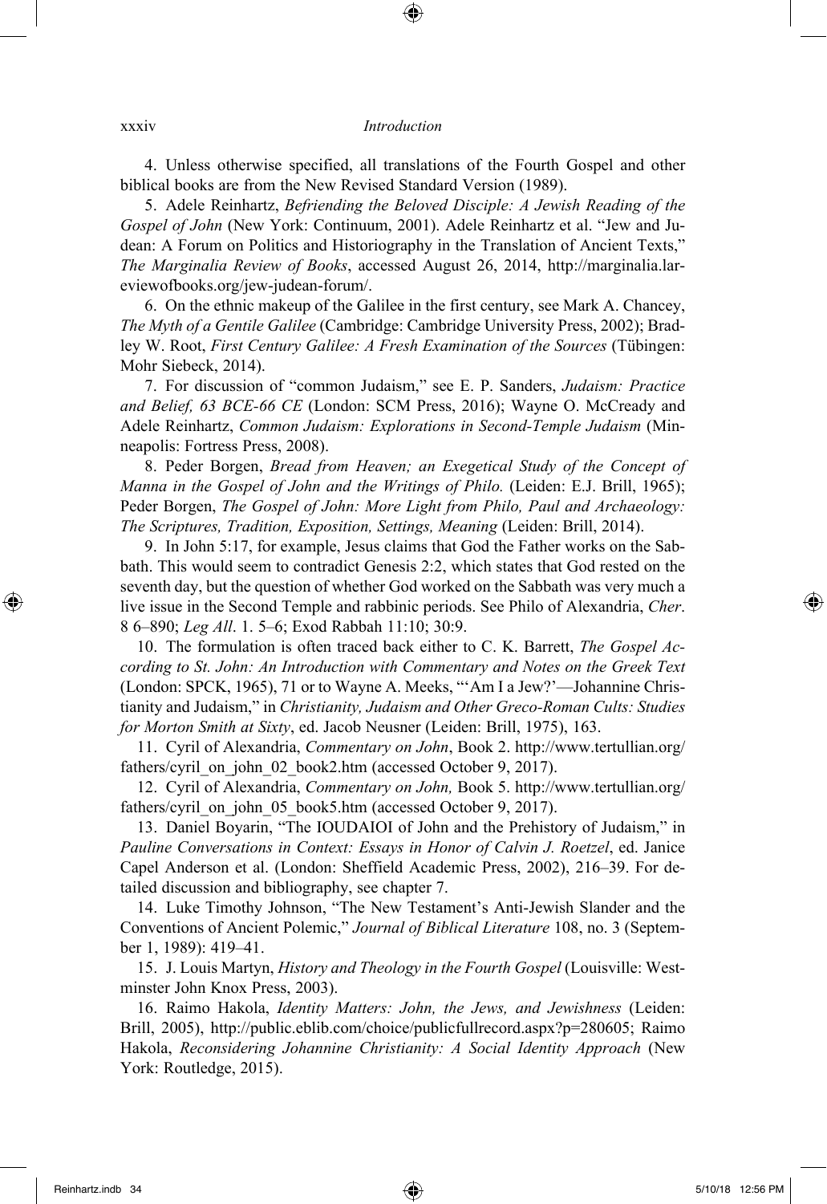4. Unless otherwise specified, all translations of the Fourth Gospel and other biblical books are from the New Revised Standard Version (1989).

5. Adele Reinhartz, *Befriending the Beloved Disciple: A Jewish Reading of the Gospel of John* (New York: Continuum, 2001). Adele Reinhartz et al. "Jew and Judean: A Forum on Politics and Historiography in the Translation of Ancient Texts," *The Marginalia Review of Books*, accessed August 26, 2014, http://marginalia.lareviewofbooks.org/jew-judean-forum/.

6. On the ethnic makeup of the Galilee in the first century, see Mark A. Chancey, *The Myth of a Gentile Galilee* (Cambridge: Cambridge University Press, 2002); Bradley W. Root, *First Century Galilee: A Fresh Examination of the Sources* (Tübingen: Mohr Siebeck, 2014).

7. For discussion of "common Judaism," see E. P. Sanders, *Judaism: Practice and Belief, 63 BCE-66 CE* (London: SCM Press, 2016); Wayne O. McCready and Adele Reinhartz, *Common Judaism: Explorations in Second-Temple Judaism* (Minneapolis: Fortress Press, 2008).

8. Peder Borgen, *Bread from Heaven; an Exegetical Study of the Concept of Manna in the Gospel of John and the Writings of Philo.* (Leiden: E.J. Brill, 1965); Peder Borgen, *The Gospel of John: More Light from Philo, Paul and Archaeology: The Scriptures, Tradition, Exposition, Settings, Meaning* (Leiden: Brill, 2014).

9. In John 5:17, for example, Jesus claims that God the Father works on the Sabbath. This would seem to contradict Genesis 2:2, which states that God rested on the seventh day, but the question of whether God worked on the Sabbath was very much a live issue in the Second Temple and rabbinic periods. See Philo of Alexandria, *Cher*. 8 6–890; *Leg All*. 1. 5–6; Exod Rabbah 11:10; 30:9.

10. The formulation is often traced back either to C. K. Barrett, *The Gospel According to St. John: An Introduction with Commentary and Notes on the Greek Text* (London: SPCK, 1965), 71 or to Wayne A. Meeks, "'Am I a Jew?'—Johannine Christianity and Judaism," in *Christianity, Judaism and Other Greco-Roman Cults: Studies for Morton Smith at Sixty*, ed. Jacob Neusner (Leiden: Brill, 1975), 163.

11. Cyril of Alexandria, *Commentary on John*, Book 2. http://www.tertullian.org/fathers/cyril_on_john_02_book2.htm (accessed October 9, 2017).

12. Cyril of Alexandria, *Commentary on John,* Book 5. http://www.tertullian.org/fathers/cyril_on_john_05_book5.htm (accessed October 9, 2017).

13. Daniel Boyarin, "The IOUDAIOI of John and the Prehistory of Judaism," in *Pauline Conversations in Context: Essays in Honor of Calvin J. Roetzel*, ed. Janice Capel Anderson et al. (London: Sheffield Academic Press, 2002), 216–39. For detailed discussion and bibliography, see chapter 7.

14. Luke Timothy Johnson, "The New Testament's Anti-Jewish Slander and the Conventions of Ancient Polemic," *Journal of Biblical Literature* 108, no. 3 (September 1, 1989): 419–41.

15. J. Louis Martyn, *History and Theology in the Fourth Gospel* (Louisville: Westminster John Knox Press, 2003).

16. Raimo Hakola, *Identity Matters: John, the Jews, and Jewishness* (Leiden: Brill, 2005), http://public.eblib.com/choice/publicfullrecord.aspx?p=280605; Raimo Hakola, *Reconsidering Johannine Christianity: A Social Identity Approach* (New York: Routledge, 2015).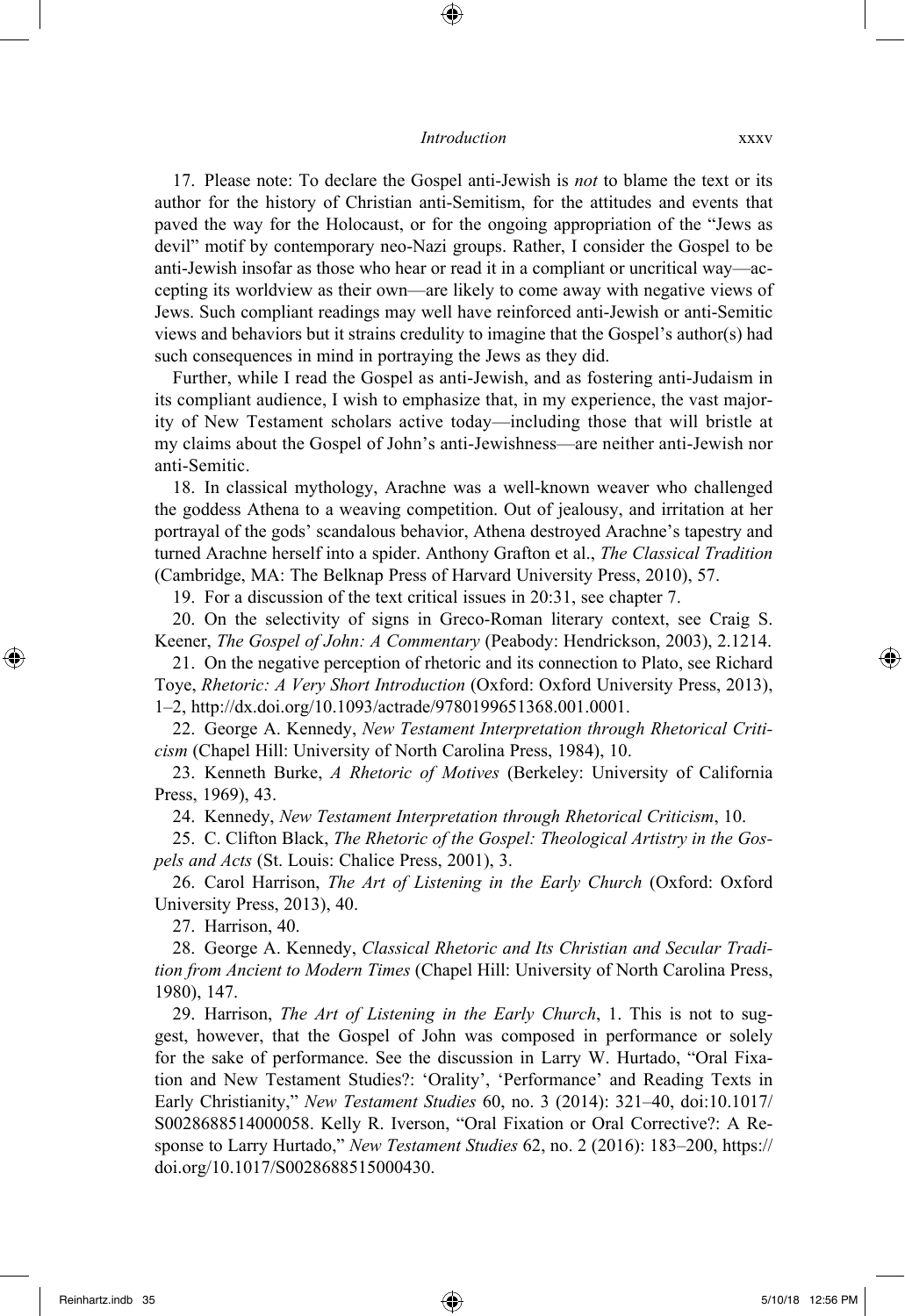17. Please note: To declare the Gospel anti-Jewish is *not* to blame the text or its author for the history of Christian anti-Semitism, for the attitudes and events that paved the way for the Holocaust, or for the ongoing appropriation of the "Jews as devil" motif by contemporary neo-Nazi groups. Rather, I consider the Gospel to be anti-Jewish insofar as those who hear or read it in a compliant or uncritical way—accepting its worldview as their own—are likely to come away with negative views of Jews. Such compliant readings may well have reinforced anti-Jewish or anti-Semitic views and behaviors but it strains credulity to imagine that the Gospel's author(s) had such consequences in mind in portraying the Jews as they did.

Further, while I read the Gospel as anti-Jewish, and as fostering anti-Judaism in its compliant audience, I wish to emphasize that, in my experience, the vast majority of New Testament scholars active today—including those that will bristle at my claims about the Gospel of John's anti-Jewishness—are neither anti-Jewish nor anti-Semitic.

18. In classical mythology, Arachne was a well-known weaver who challenged the goddess Athena to a weaving competition. Out of jealousy, and irritation at her portrayal of the gods' scandalous behavior, Athena destroyed Arachne's tapestry and turned Arachne herself into a spider. Anthony Grafton et al., *The Classical Tradition* (Cambridge, MA: The Belknap Press of Harvard University Press, 2010), 57.

19. For a discussion of the text critical issues in 20:31, see chapter 7.

20. On the selectivity of signs in Greco-Roman literary context, see Craig S. Keener, *The Gospel of John: A Commentary* (Peabody: Hendrickson, 2003), 2.1214.

21. On the negative perception of rhetoric and its connection to Plato, see Richard Toye, *Rhetoric: A Very Short Introduction* (Oxford: Oxford University Press, 2013), 1–2, http://dx.doi.org/10.1093/actrade/9780199651368.001.0001.

22. George A. Kennedy, *New Testament Interpretation through Rhetorical Criticism* (Chapel Hill: University of North Carolina Press, 1984), 10.

23. Kenneth Burke, *A Rhetoric of Motives* (Berkeley: University of California Press, 1969), 43.

24. Kennedy, *New Testament Interpretation through Rhetorical Criticism*, 10.

25. C. Clifton Black, *The Rhetoric of the Gospel: Theological Artistry in the Gospels and Acts* (St. Louis: Chalice Press, 2001), 3.

26. Carol Harrison, *The Art of Listening in the Early Church* (Oxford: Oxford University Press, 2013), 40.

27. Harrison, 40.

28. George A. Kennedy, *Classical Rhetoric and Its Christian and Secular Tradition from Ancient to Modern Times* (Chapel Hill: University of North Carolina Press, 1980), 147.

29. Harrison, *The Art of Listening in the Early Church*, 1. This is not to suggest, however, that the Gospel of John was composed in performance or solely for the sake of performance. See the discussion in Larry W. Hurtado, "Oral Fixation and New Testament Studies?: 'Orality', 'Performance' and Reading Texts in Early Christianity," *New Testament Studies* 60, no. 3 (2014): 321–40, doi:10.1017/S0028688514000058. Kelly R. Iverson, "Oral Fixation or Oral Corrective?: A Response to Larry Hurtado," *New Testament Studies* 62, no. 2 (2016): 183–200, https://doi.org/10.1017/S0028688515000430.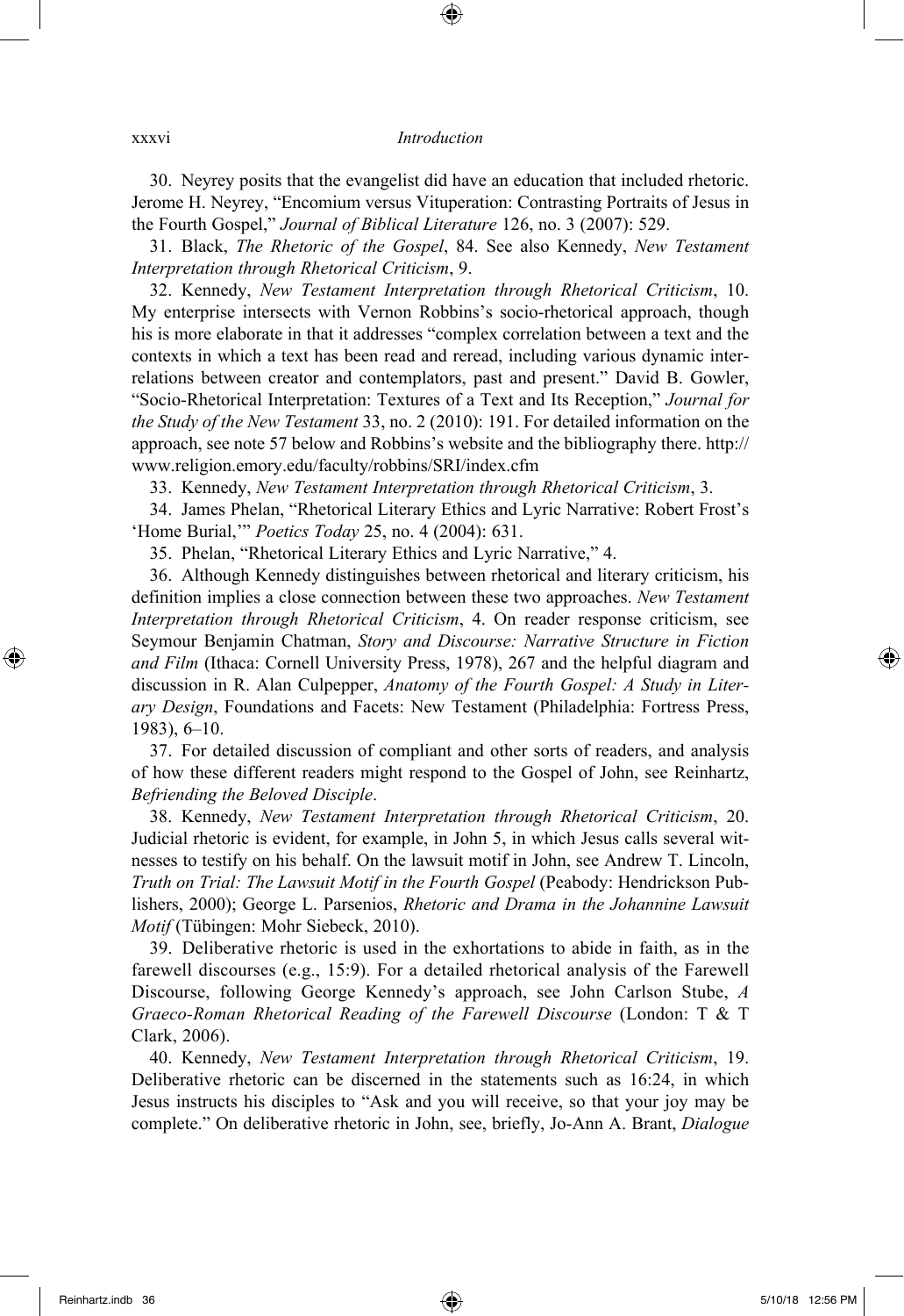30. Neyrey posits that the evangelist did have an education that included rhetoric. Jerome H. Neyrey, "Encomium versus Vituperation: Contrasting Portraits of Jesus in the Fourth Gospel," *Journal of Biblical Literature* 126, no. 3 (2007): 529.

31. Black, *The Rhetoric of the Gospel*, 84. See also Kennedy, *New Testament Interpretation through Rhetorical Criticism*, 9.

32. Kennedy, *New Testament Interpretation through Rhetorical Criticism*, 10. My enterprise intersects with Vernon Robbins's socio-rhetorical approach, though his is more elaborate in that it addresses "complex correlation between a text and the contexts in which a text has been read and reread, including various dynamic interrelations between creator and contemplators, past and present." David B. Gowler, "Socio-Rhetorical Interpretation: Textures of a Text and Its Reception," *Journal for the Study of the New Testament* 33, no. 2 (2010): 191. For detailed information on the approach, see note 57 below and Robbins's website and the bibliography there. http://www.religion.emory.edu/faculty/robbins/SRI/index.cfm

33. Kennedy, *New Testament Interpretation through Rhetorical Criticism*, 3.

34. James Phelan, "Rhetorical Literary Ethics and Lyric Narrative: Robert Frost's 'Home Burial,'" *Poetics Today* 25, no. 4 (2004): 631.

35. Phelan, "Rhetorical Literary Ethics and Lyric Narrative," 4.

36. Although Kennedy distinguishes between rhetorical and literary criticism, his definition implies a close connection between these two approaches. *New Testament Interpretation through Rhetorical Criticism*, 4. On reader response criticism, see Seymour Benjamin Chatman, *Story and Discourse: Narrative Structure in Fiction and Film* (Ithaca: Cornell University Press, 1978), 267 and the helpful diagram and discussion in R. Alan Culpepper, *Anatomy of the Fourth Gospel: A Study in Literary Design*, Foundations and Facets: New Testament (Philadelphia: Fortress Press, 1983), 6–10.

37. For detailed discussion of compliant and other sorts of readers, and analysis of how these different readers might respond to the Gospel of John, see Reinhartz, *Befriending the Beloved Disciple*.

38. Kennedy, *New Testament Interpretation through Rhetorical Criticism*, 20. Judicial rhetoric is evident, for example, in John 5, in which Jesus calls several witnesses to testify on his behalf. On the lawsuit motif in John, see Andrew T. Lincoln, *Truth on Trial: The Lawsuit Motif in the Fourth Gospel* (Peabody: Hendrickson Publishers, 2000); George L. Parsenios, *Rhetoric and Drama in the Johannine Lawsuit Motif* (Tübingen: Mohr Siebeck, 2010).

39. Deliberative rhetoric is used in the exhortations to abide in faith, as in the farewell discourses (e.g., 15:9). For a detailed rhetorical analysis of the Farewell Discourse, following George Kennedy's approach, see John Carlson Stube, *A Graeco-Roman Rhetorical Reading of the Farewell Discourse* (London: T & T Clark, 2006).

40. Kennedy, *New Testament Interpretation through Rhetorical Criticism*, 19. Deliberative rhetoric can be discerned in the statements such as 16:24, in which Jesus instructs his disciples to "Ask and you will receive, so that your joy may be complete." On deliberative rhetoric in John, see, briefly, Jo-Ann A. Brant, *Dialogue*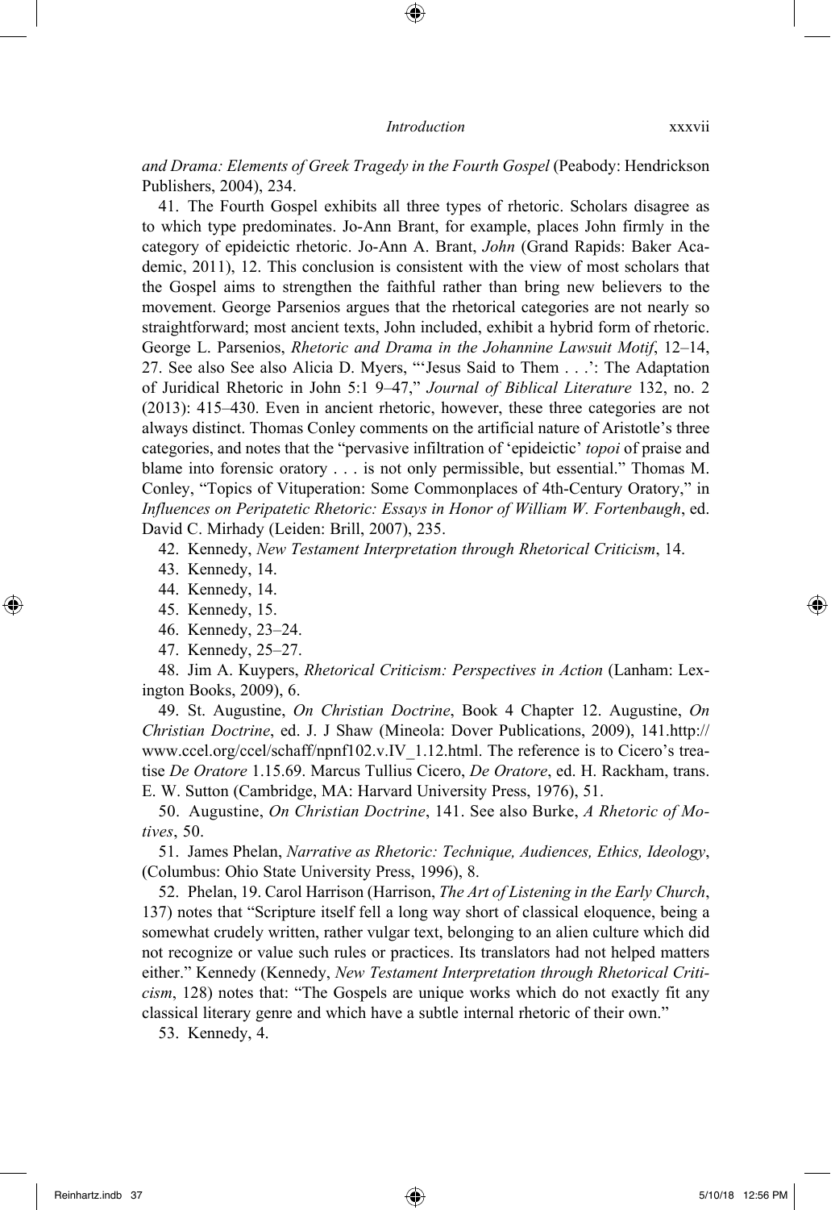*and Drama: Elements of Greek Tragedy in the Fourth Gospel* (Peabody: Hendrickson Publishers, 2004), 234.

41. The Fourth Gospel exhibits all three types of rhetoric. Scholars disagree as to which type predominates. Jo-Ann Brant, for example, places John firmly in the category of epideictic rhetoric. Jo-Ann A. Brant, *John* (Grand Rapids: Baker Academic, 2011), 12. This conclusion is consistent with the view of most scholars that the Gospel aims to strengthen the faithful rather than bring new believers to the movement. George Parsenios argues that the rhetorical categories are not nearly so straightforward; most ancient texts, John included, exhibit a hybrid form of rhetoric. George L. Parsenios, *Rhetoric and Drama in the Johannine Lawsuit Motif*, 12–14, 27. See also See also Alicia D. Myers, "'Jesus Said to Them . . .': The Adaptation of Juridical Rhetoric in John 5:1 9–47," *Journal of Biblical Literature* 132, no. 2 (2013): 415–430. Even in ancient rhetoric, however, these three categories are not always distinct. Thomas Conley comments on the artificial nature of Aristotle's three categories, and notes that the "pervasive infiltration of 'epideictic' *topoi* of praise and blame into forensic oratory . . . is not only permissible, but essential." Thomas M. Conley, "Topics of Vituperation: Some Commonplaces of 4th-Century Oratory," in *Influences on Peripatetic Rhetoric: Essays in Honor of William W. Fortenbaugh*, ed. David C. Mirhady (Leiden: Brill, 2007), 235.

42. Kennedy, *New Testament Interpretation through Rhetorical Criticism*, 14.

43. Kennedy, 14.

44. Kennedy, 14.

45. Kennedy, 15.

46. Kennedy, 23–24.

47. Kennedy, 25–27.

48. Jim A. Kuypers, *Rhetorical Criticism: Perspectives in Action* (Lanham: Lexington Books, 2009), 6.

49. St. Augustine, *On Christian Doctrine*, Book 4 Chapter 12. Augustine, *On Christian Doctrine*, ed. J. J Shaw (Mineola: Dover Publications, 2009), 141.http://www.ccel.org/ccel/schaff/npnf102.v.IV_1.12.html. The reference is to Cicero's treatise *De Oratore* 1.15.69. Marcus Tullius Cicero, *De Oratore*, ed. H. Rackham, trans. E. W. Sutton (Cambridge, MA: Harvard University Press, 1976), 51.

50. Augustine, *On Christian Doctrine*, 141. See also Burke, *A Rhetoric of Motives*, 50.

51. James Phelan, *Narrative as Rhetoric: Technique, Audiences, Ethics, Ideology*, (Columbus: Ohio State University Press, 1996), 8.

52. Phelan, 19. Carol Harrison (Harrison, *The Art of Listening in the Early Church*, 137) notes that "Scripture itself fell a long way short of classical eloquence, being a somewhat crudely written, rather vulgar text, belonging to an alien culture which did not recognize or value such rules or practices. Its translators had not helped matters either." Kennedy (Kennedy, *New Testament Interpretation through Rhetorical Criticism*, 128) notes that: "The Gospels are unique works which do not exactly fit any classical literary genre and which have a subtle internal rhetoric of their own."

53. Kennedy, 4.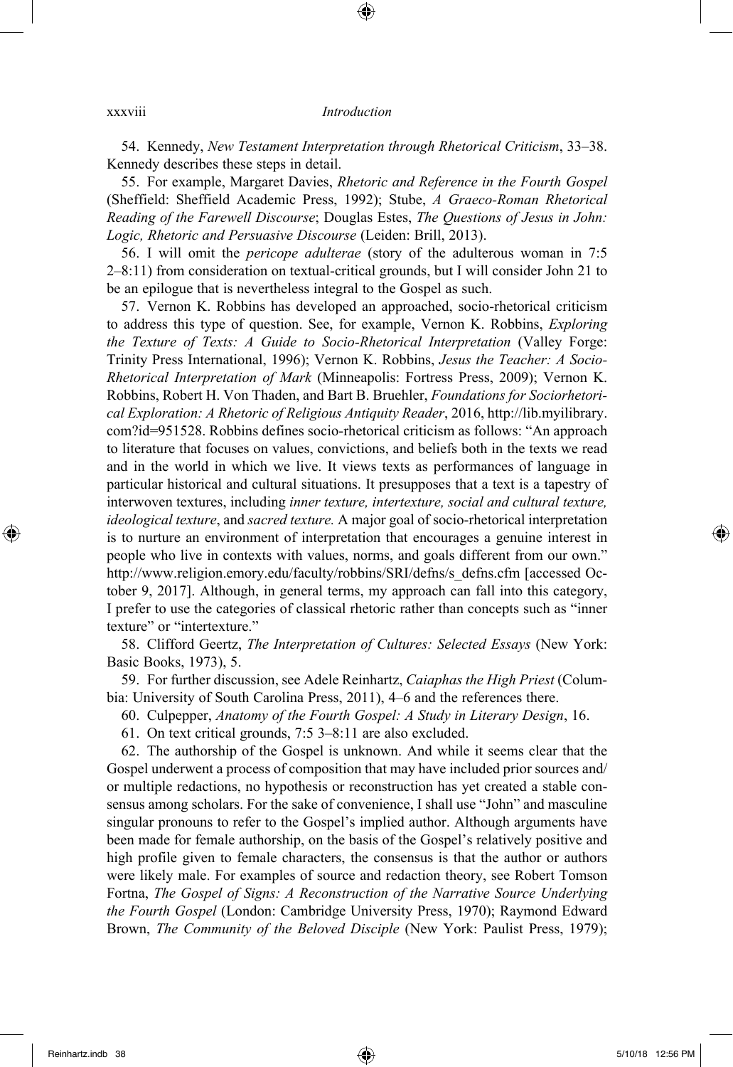54. Kennedy, *New Testament Interpretation through Rhetorical Criticism*, 33–38. Kennedy describes these steps in detail.

55. For example, Margaret Davies, *Rhetoric and Reference in the Fourth Gospel* (Sheffield: Sheffield Academic Press, 1992); Stube, *A Graeco-Roman Rhetorical Reading of the Farewell Discourse*; Douglas Estes, *The Questions of Jesus in John: Logic, Rhetoric and Persuasive Discourse* (Leiden: Brill, 2013).

56. I will omit the *pericope adulterae* (story of the adulterous woman in 7:5 2–8:11) from consideration on textual-critical grounds, but I will consider John 21 to be an epilogue that is nevertheless integral to the Gospel as such.

57. Vernon K. Robbins has developed an approached, socio-rhetorical criticism to address this type of question. See, for example, Vernon K. Robbins, *Exploring the Texture of Texts: A Guide to Socio-Rhetorical Interpretation* (Valley Forge: Trinity Press International, 1996); Vernon K. Robbins, *Jesus the Teacher: A Socio-Rhetorical Interpretation of Mark* (Minneapolis: Fortress Press, 2009); Vernon K. Robbins, Robert H. Von Thaden, and Bart B. Bruehler, *Foundations for Sociorhetorical Exploration: A Rhetoric of Religious Antiquity Reader*, 2016, http://lib.myilibrary.com?id=951528. Robbins defines socio-rhetorical criticism as follows: "An approach to literature that focuses on values, convictions, and beliefs both in the texts we read and in the world in which we live. It views texts as performances of language in particular historical and cultural situations. It presupposes that a text is a tapestry of interwoven textures, including *inner texture, intertexture, social and cultural texture, ideological texture*, and *sacred texture.* A major goal of socio-rhetorical interpretation is to nurture an environment of interpretation that encourages a genuine interest in people who live in contexts with values, norms, and goals different from our own." http://www.religion.emory.edu/faculty/robbins/SRI/defns/s_defns.cfm [accessed October 9, 2017]. Although, in general terms, my approach can fall into this category, I prefer to use the categories of classical rhetoric rather than concepts such as "inner texture" or "intertexture."

58. Clifford Geertz, *The Interpretation of Cultures: Selected Essays* (New York: Basic Books, 1973), 5.

59. For further discussion, see Adele Reinhartz, *Caiaphas the High Priest* (Columbia: University of South Carolina Press, 2011), 4–6 and the references there.

60. Culpepper, *Anatomy of the Fourth Gospel: A Study in Literary Design*, 16.

61. On text critical grounds, 7:5 3–8:11 are also excluded.

62. The authorship of the Gospel is unknown. And while it seems clear that the Gospel underwent a process of composition that may have included prior sources and/or multiple redactions, no hypothesis or reconstruction has yet created a stable consensus among scholars. For the sake of convenience, I shall use "John" and masculine singular pronouns to refer to the Gospel's implied author. Although arguments have been made for female authorship, on the basis of the Gospel's relatively positive and high profile given to female characters, the consensus is that the author or authors were likely male. For examples of source and redaction theory, see Robert Tomson Fortna, *The Gospel of Signs: A Reconstruction of the Narrative Source Underlying the Fourth Gospel* (London: Cambridge University Press, 1970); Raymond Edward Brown, *The Community of the Beloved Disciple* (New York: Paulist Press, 1979);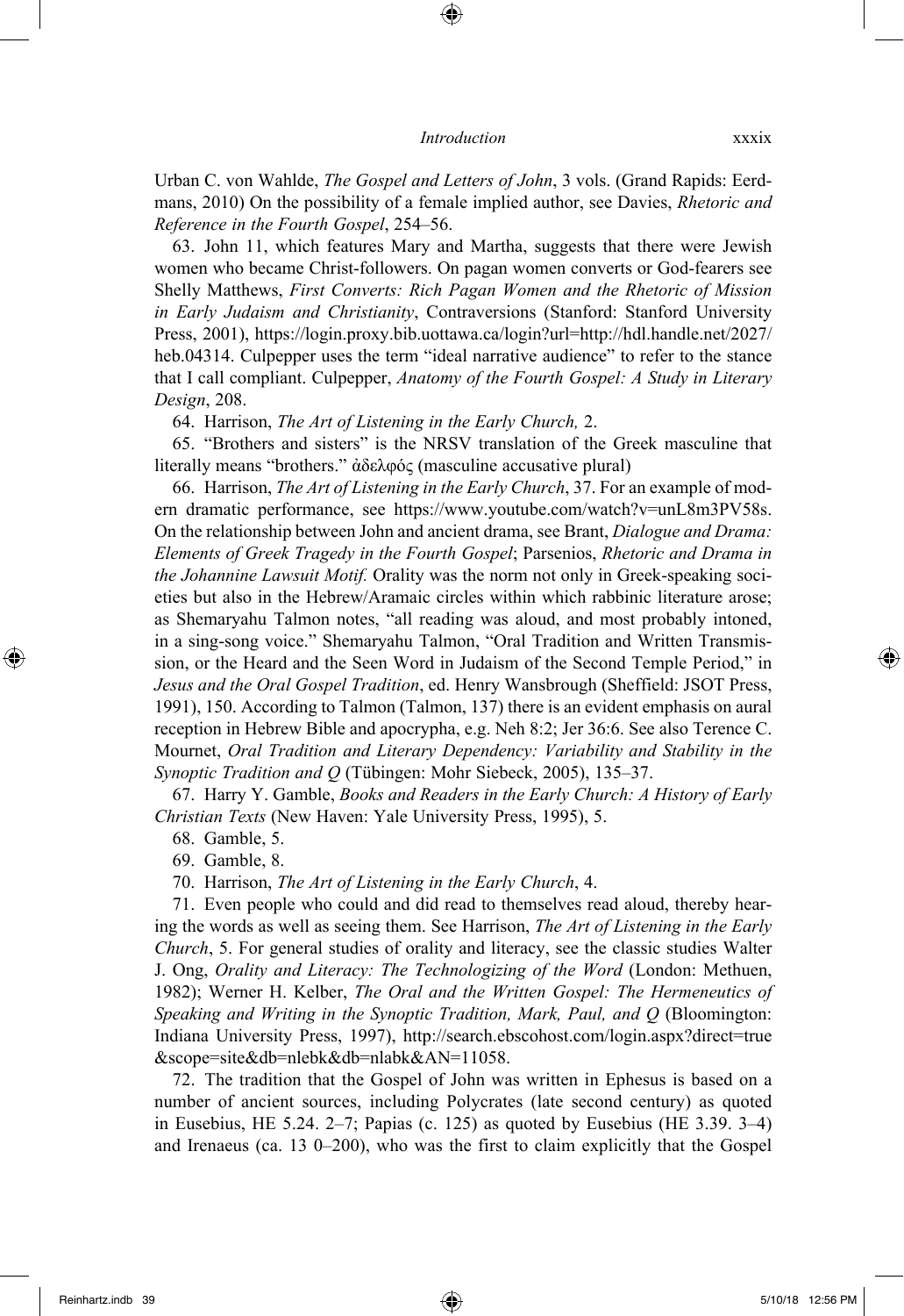Urban C. von Wahlde, *The Gospel and Letters of John*, 3 vols. (Grand Rapids: Eerdmans, 2010) On the possibility of a female implied author, see Davies, *Rhetoric and Reference in the Fourth Gospel*, 254–56.

63. John 11, which features Mary and Martha, suggests that there were Jewish women who became Christ-followers. On pagan women converts or God-fearers see Shelly Matthews, *First Converts: Rich Pagan Women and the Rhetoric of Mission in Early Judaism and Christianity*, Contraversions (Stanford: Stanford University Press, 2001), https://login.proxy.bib.uottawa.ca/login?url=http://hdl.handle.net/2027/heb.04314. Culpepper uses the term "ideal narrative audience" to refer to the stance that I call compliant. Culpepper, *Anatomy of the Fourth Gospel: A Study in Literary Design*, 208.

64. Harrison, *The Art of Listening in the Early Church,* 2.

65. "Brothers and sisters" is the NRSV translation of the Greek masculine that literally means "brothers." ἀδελφός (masculine accusative plural)

66. Harrison, *The Art of Listening in the Early Church*, 37. For an example of modern dramatic performance, see https://www.youtube.com/watch?v=unL8m3PV58s. On the relationship between John and ancient drama, see Brant, *Dialogue and Drama: Elements of Greek Tragedy in the Fourth Gospel*; Parsenios, *Rhetoric and Drama in the Johannine Lawsuit Motif.* Orality was the norm not only in Greek-speaking societies but also in the Hebrew/Aramaic circles within which rabbinic literature arose; as Shemaryahu Talmon notes, "all reading was aloud, and most probably intoned, in a sing-song voice." Shemaryahu Talmon, "Oral Tradition and Written Transmission, or the Heard and the Seen Word in Judaism of the Second Temple Period," in *Jesus and the Oral Gospel Tradition*, ed. Henry Wansbrough (Sheffield: JSOT Press, 1991), 150. According to Talmon (Talmon, 137) there is an evident emphasis on aural reception in Hebrew Bible and apocrypha, e.g. Neh 8:2; Jer 36:6. See also Terence C. Mournet, *Oral Tradition and Literary Dependency: Variability and Stability in the Synoptic Tradition and Q* (Tübingen: Mohr Siebeck, 2005), 135–37.

67. Harry Y. Gamble, *Books and Readers in the Early Church: A History of Early Christian Texts* (New Haven: Yale University Press, 1995), 5.

68. Gamble, 5.

69. Gamble, 8.

70. Harrison, *The Art of Listening in the Early Church*, 4.

71. Even people who could and did read to themselves read aloud, thereby hearing the words as well as seeing them. See Harrison, *The Art of Listening in the Early Church*, 5. For general studies of orality and literacy, see the classic studies Walter J. Ong, *Orality and Literacy: The Technologizing of the Word* (London: Methuen, 1982); Werner H. Kelber, *The Oral and the Written Gospel: The Hermeneutics of Speaking and Writing in the Synoptic Tradition, Mark, Paul, and Q* (Bloomington: Indiana University Press, 1997), http://search.ebscohost.com/login.aspx?direct=true&scope=site&db=nlebk&db=nlabk&AN=11058.

72. The tradition that the Gospel of John was written in Ephesus is based on a number of ancient sources, including Polycrates (late second century) as quoted in Eusebius, HE 5.24. 2–7; Papias (c. 125) as quoted by Eusebius (HE 3.39. 3–4) and Irenaeus (ca. 13 0–200), who was the first to claim explicitly that the Gospel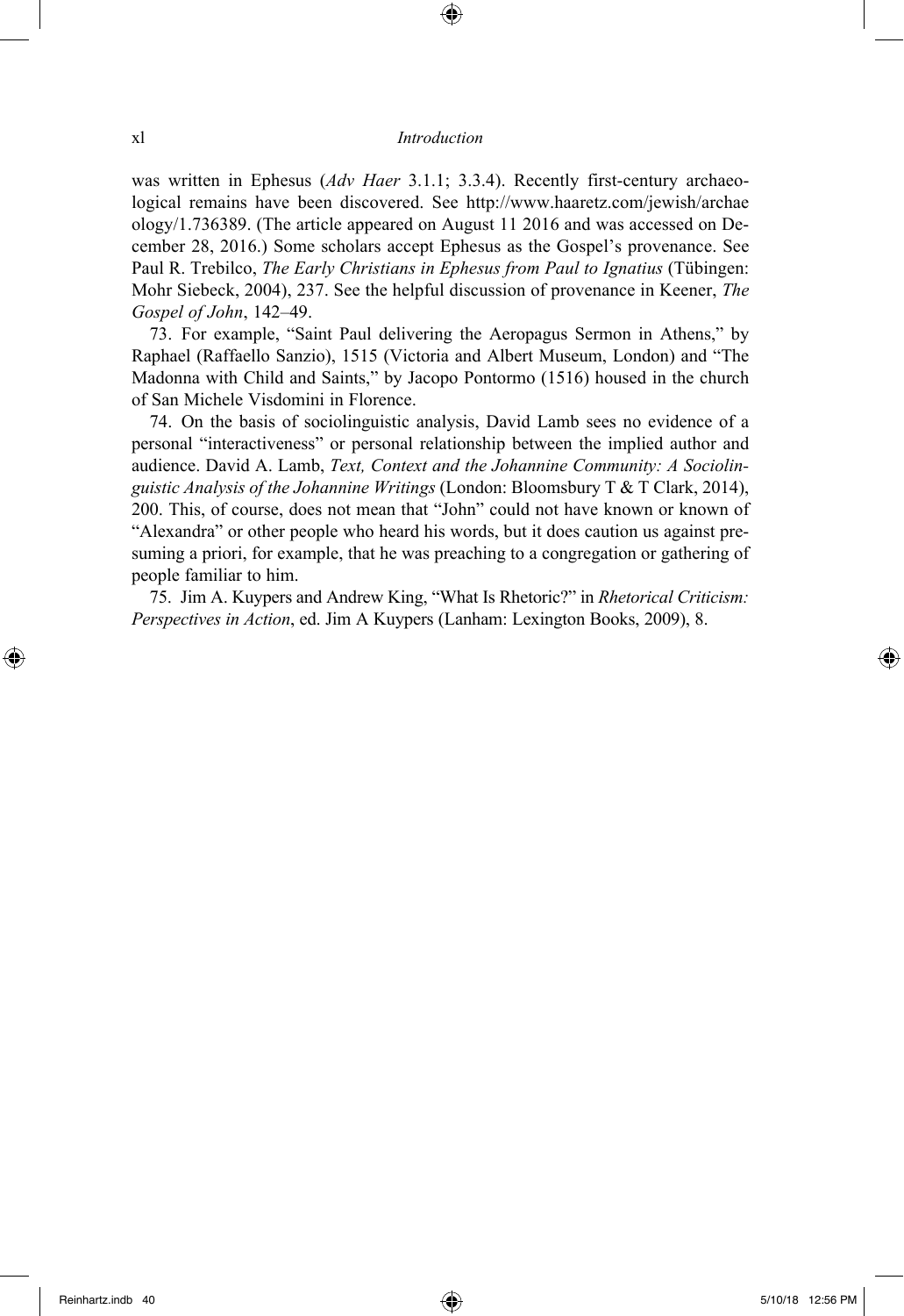was written in Ephesus (*Adv Haer* 3.1.1; 3.3.4). Recently first-century archaeological remains have been discovered. See http://www.haaretz.com/jewish/archaeology/1.736389. (The article appeared on August 11 2016 and was accessed on December 28, 2016.) Some scholars accept Ephesus as the Gospel's provenance. See Paul R. Trebilco, *The Early Christians in Ephesus from Paul to Ignatius* (Tübingen: Mohr Siebeck, 2004), 237. See the helpful discussion of provenance in Keener, *The Gospel of John*, 142–49.

73. For example, "Saint Paul delivering the Aeropagus Sermon in Athens," by Raphael (Raffaello Sanzio), 1515 (Victoria and Albert Museum, London) and "The Madonna with Child and Saints," by Jacopo Pontormo (1516) housed in the church of San Michele Visdomini in Florence.

74. On the basis of sociolinguistic analysis, David Lamb sees no evidence of a personal "interactiveness" or personal relationship between the implied author and audience. David A. Lamb, *Text, Context and the Johannine Community: A Sociolinguistic Analysis of the Johannine Writings* (London: Bloomsbury T & T Clark, 2014), 200. This, of course, does not mean that "John" could not have known or known of "Alexandra" or other people who heard his words, but it does caution us against presuming a priori, for example, that he was preaching to a congregation or gathering of people familiar to him.

75. Jim A. Kuypers and Andrew King, "What Is Rhetoric?" in *Rhetorical Criticism: Perspectives in Action*, ed. Jim A Kuypers (Lanham: Lexington Books, 2009), 8.